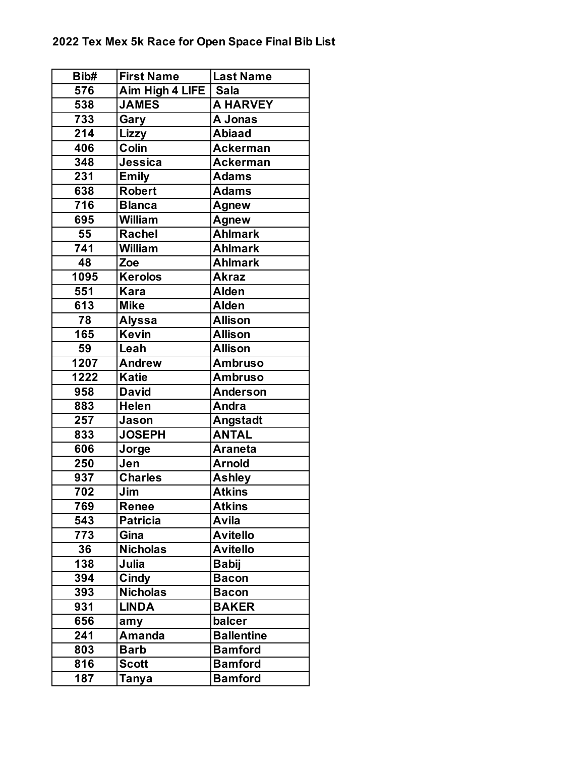## 2022 Tex Mex 5k Race for Open Space Final Bib List

| Bib# | First Name | Last Name |
|---|---|---|
| 576 | Aim High 4 LIFE | Sala |
| 538 | JAMES | A HARVEY |
| 733 | Gary | A Jonas |
| 214 | Lizzy | Abiaad |
| 406 | Colin | Ackerman |
| 348 | Jessica | Ackerman |
| 231 | Emily | Adams |
| 638 | Robert | Adams |
| 716 | Blanca | Agnew |
| 695 | William | Agnew |
| 55 | Rachel | Ahlmark |
| 741 | William | Ahlmark |
| 48 | Zoe | Ahlmark |
| 1095 | Kerolos | Akraz |
| 551 | Kara | Alden |
| 613 | Mike | Alden |
| 78 | Alyssa | Allison |
| 165 | Kevin | Allison |
| 59 | Leah | Allison |
| 1207 | Andrew | Ambruso |
| 1222 | Katie | Ambruso |
| 958 | David | Anderson |
| 883 | Helen | Andra |
| 257 | Jason | Angstadt |
| 833 | JOSEPH | ANTAL |
| 606 | Jorge | Araneta |
| 250 | Jen | Arnold |
| 937 | Charles | Ashley |
| 702 | Jim | Atkins |
| 769 | Renee | Atkins |
| 543 | Patricia | Avila |
| 773 | Gina | Avitello |
| 36 | Nicholas | Avitello |
| 138 | Julia | Babij |
| 394 | Cindy | Bacon |
| 393 | Nicholas | Bacon |
| 931 | LINDA | BAKER |
| 656 | amy | balcer |
| 241 | Amanda | Ballentine |
| 803 | Barb | Bamford |
| 816 | Scott | Bamford |
| 187 | Tanya | Bamford |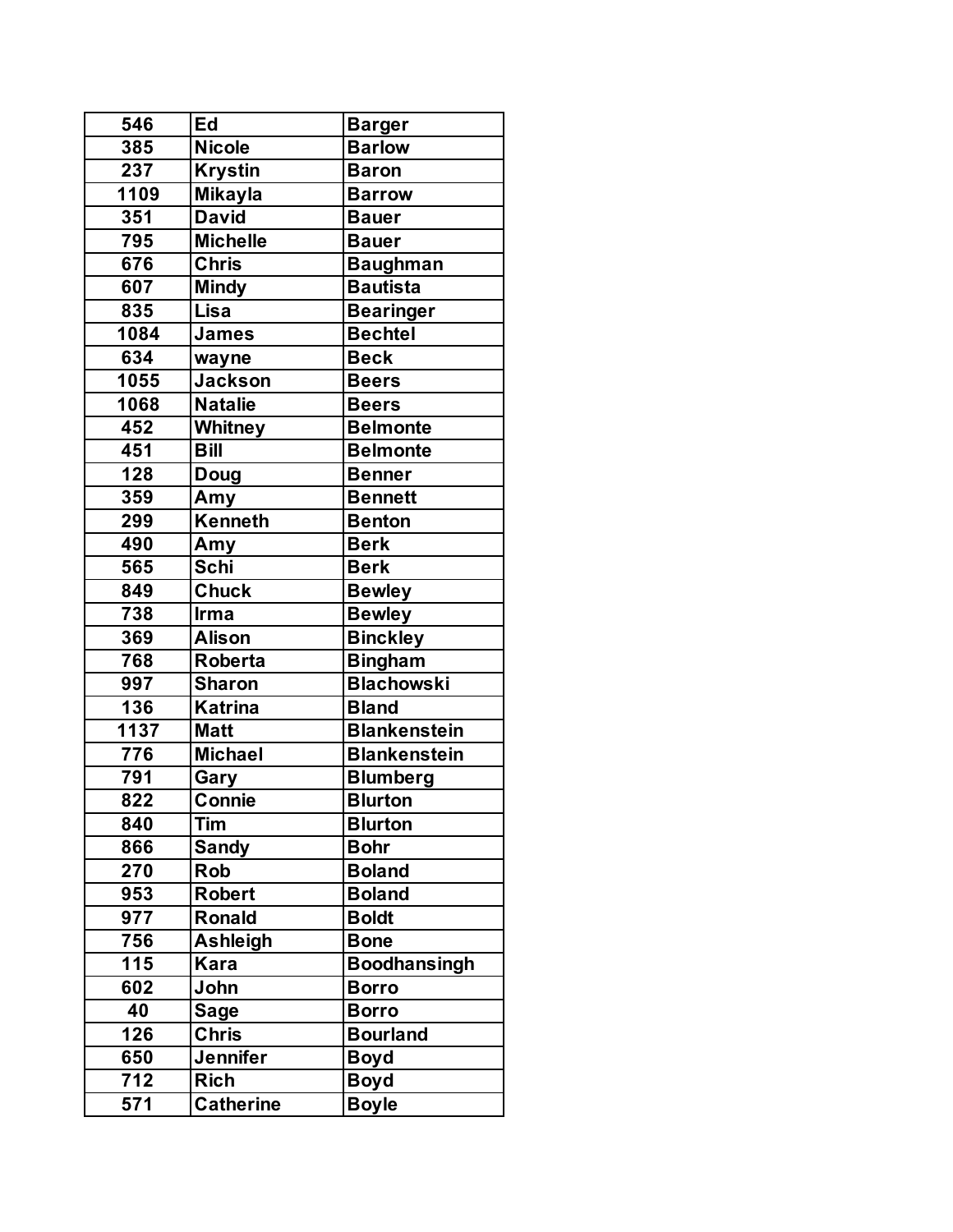| 546 | Ed | Barger |
|---|---|---|
| 385 | Nicole | Barlow |
| 237 | Krystin | Baron |
| 1109 | Mikayla | Barrow |
| 351 | David | Bauer |
| 795 | Michelle | Bauer |
| 676 | Chris | Baughman |
| 607 | Mindy | Bautista |
| 835 | Lisa | Bearinger |
| 1084 | James | Bechtel |
| 634 | wayne | Beck |
| 1055 | Jackson | Beers |
| 1068 | Natalie | Beers |
| 452 | Whitney | Belmonte |
| 451 | Bill | Belmonte |
| 128 | Doug | Benner |
| 359 | Amy | Bennett |
| 299 | Kenneth | Benton |
| 490 | Amy | Berk |
| 565 | Schi | Berk |
| 849 | Chuck | Bewley |
| 738 | Irma | Bewley |
| 369 | Alison | Binckley |
| 768 | Roberta | Bingham |
| 997 | Sharon | Blachowski |
| 136 | Katrina | Bland |
| 1137 | Matt | Blankenstein |
| 776 | Michael | Blankenstein |
| 791 | Gary | Blumberg |
| 822 | Connie | Blurton |
| 840 | Tim | Blurton |
| 866 | Sandy | Bohr |
| 270 | Rob | Boland |
| 953 | Robert | Boland |
| 977 | Ronald | Boldt |
| 756 | Ashleigh | Bone |
| 115 | Kara | Boodhansingh |
| 602 | John | Borro |
| 40 | Sage | Borro |
| 126 | Chris | Bourland |
| 650 | Jennifer | Boyd |
| 712 | Rich | Boyd |
| 571 | Catherine | Boyle |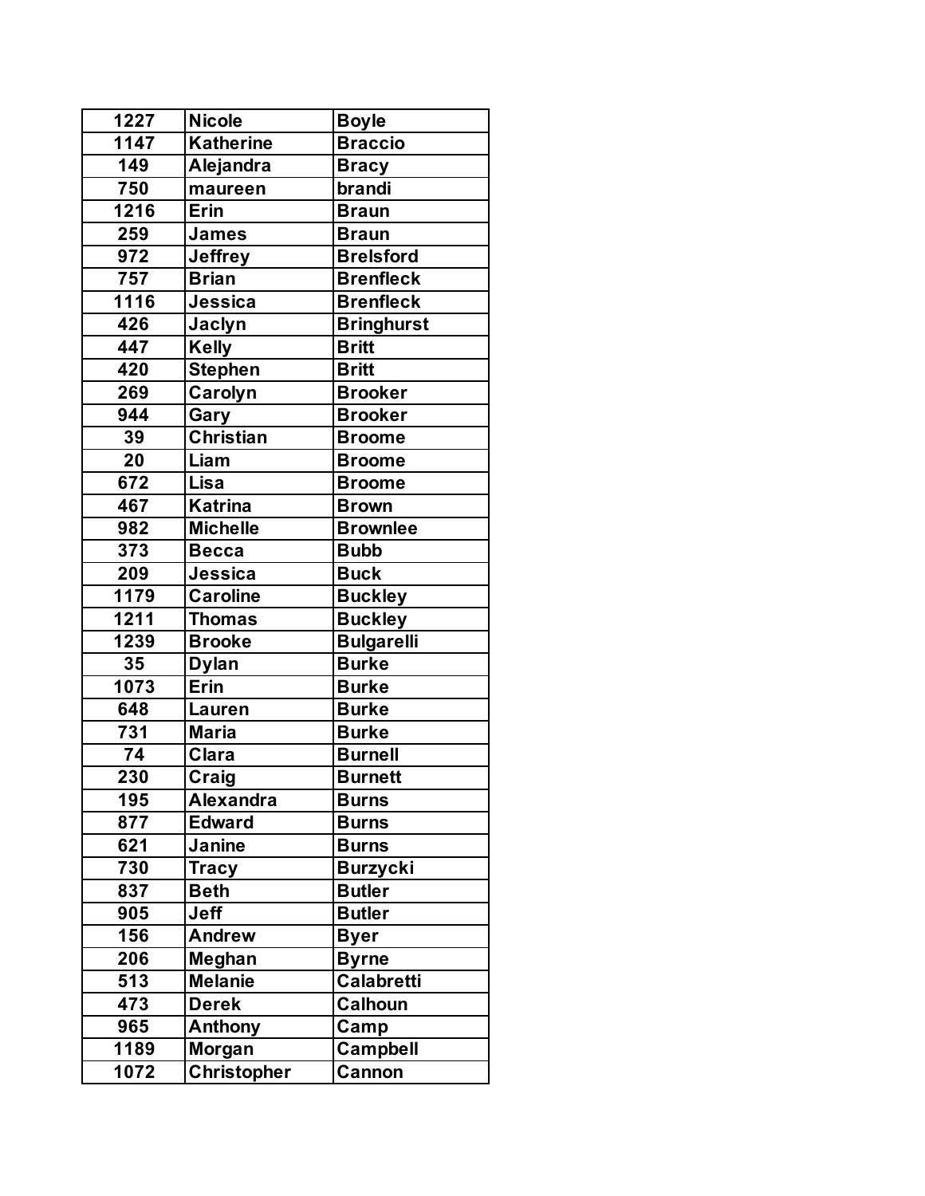| 1227 | Nicole | Boyle |
|---|---|---|
| 1147 | Katherine | Braccio |
| 149 | Alejandra | Bracy |
| 750 | maureen | brandi |
| 1216 | Erin | Braun |
| 259 | James | Braun |
| 972 | Jeffrey | Brelsford |
| 757 | Brian | Brenfleck |
| 1116 | Jessica | Brenfleck |
| 426 | Jaclyn | Bringhurst |
| 447 | Kelly | Britt |
| 420 | Stephen | Britt |
| 269 | Carolyn | Brooker |
| 944 | Gary | Brooker |
| 39 | Christian | Broome |
| 20 | Liam | Broome |
| 672 | Lisa | Broome |
| 467 | Katrina | Brown |
| 982 | Michelle | Brownlee |
| 373 | Becca | Bubb |
| 209 | Jessica | Buck |
| 1179 | Caroline | Buckley |
| 1211 | Thomas | Buckley |
| 1239 | Brooke | Bulgarelli |
| 35 | Dylan | Burke |
| 1073 | Erin | Burke |
| 648 | Lauren | Burke |
| 731 | Maria | Burke |
| 74 | Clara | Burnell |
| 230 | Craig | Burnett |
| 195 | Alexandra | Burns |
| 877 | Edward | Burns |
| 621 | Janine | Burns |
| 730 | Tracy | Burzycki |
| 837 | Beth | Butler |
| 905 | Jeff | Butler |
| 156 | Andrew | Byer |
| 206 | Meghan | Byrne |
| 513 | Melanie | Calabretti |
| 473 | Derek | Calhoun |
| 965 | Anthony | Camp |
| 1189 | Morgan | Campbell |
| 1072 | Christopher | Cannon |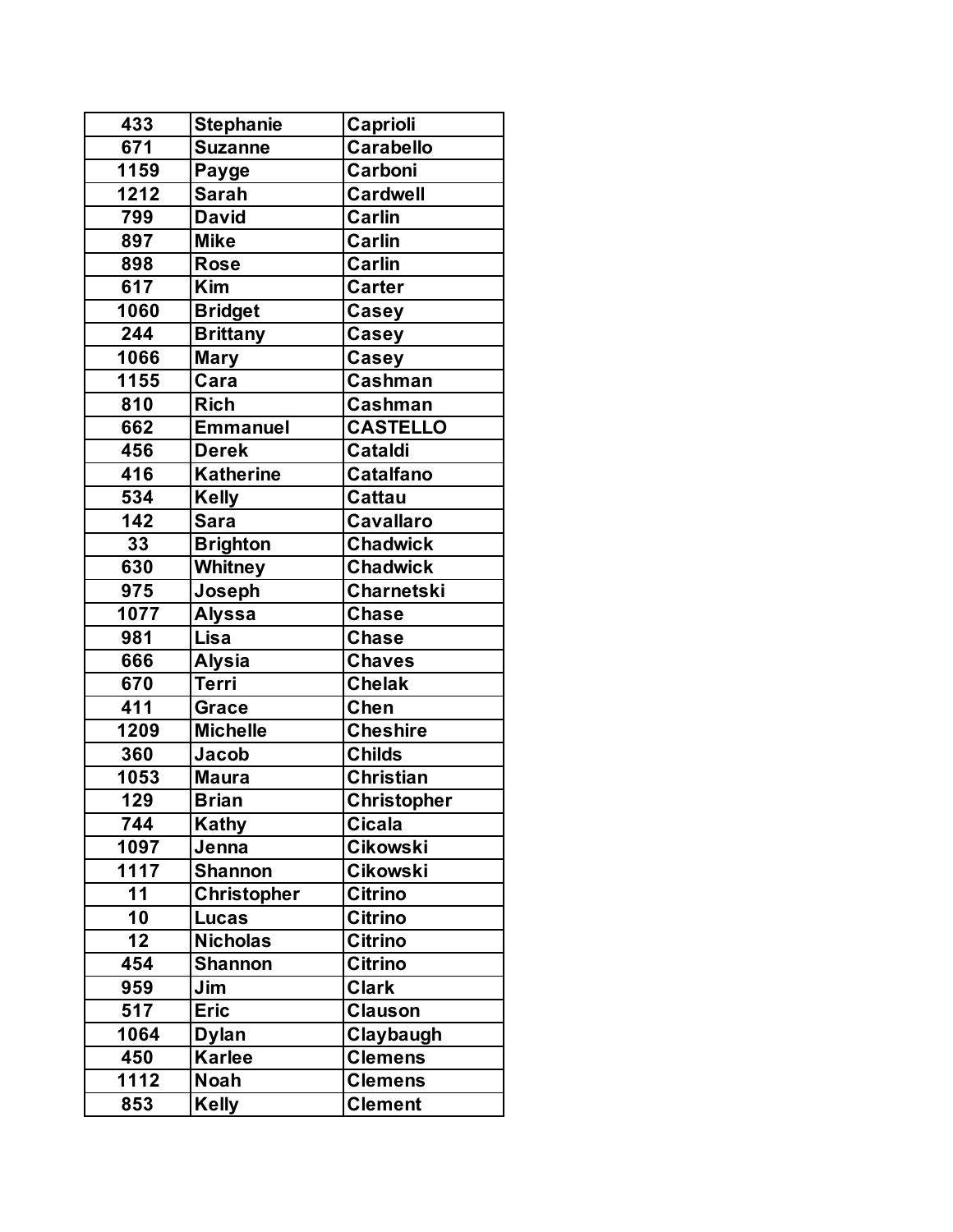| 433 | Stephanie | Caprioli |
|---|---|---|
| 671 | Suzanne | Carabello |
| 1159 | Payge | Carboni |
| 1212 | Sarah | Cardwell |
| 799 | David | Carlin |
| 897 | Mike | Carlin |
| 898 | Rose | Carlin |
| 617 | Kim | Carter |
| 1060 | Bridget | Casey |
| 244 | Brittany | Casey |
| 1066 | Mary | Casey |
| 1155 | Cara | Cashman |
| 810 | Rich | Cashman |
| 662 | Emmanuel | CASTELLO |
| 456 | Derek | Cataldi |
| 416 | Katherine | Catalfano |
| 534 | Kelly | Cattau |
| 142 | Sara | Cavallaro |
| 33 | Brighton | Chadwick |
| 630 | Whitney | Chadwick |
| 975 | Joseph | Charnetski |
| 1077 | Alyssa | Chase |
| 981 | Lisa | Chase |
| 666 | Alysia | Chaves |
| 670 | Terri | Chelak |
| 411 | Grace | Chen |
| 1209 | Michelle | Cheshire |
| 360 | Jacob | Childs |
| 1053 | Maura | Christian |
| 129 | Brian | Christopher |
| 744 | Kathy | Cicala |
| 1097 | Jenna | Cikowski |
| 1117 | Shannon | Cikowski |
| 11 | Christopher | Citrino |
| 10 | Lucas | Citrino |
| 12 | Nicholas | Citrino |
| 454 | Shannon | Citrino |
| 959 | Jim | Clark |
| 517 | Eric | Clauson |
| 1064 | Dylan | Claybaugh |
| 450 | Karlee | Clemens |
| 1112 | Noah | Clemens |
| 853 | Kelly | Clement |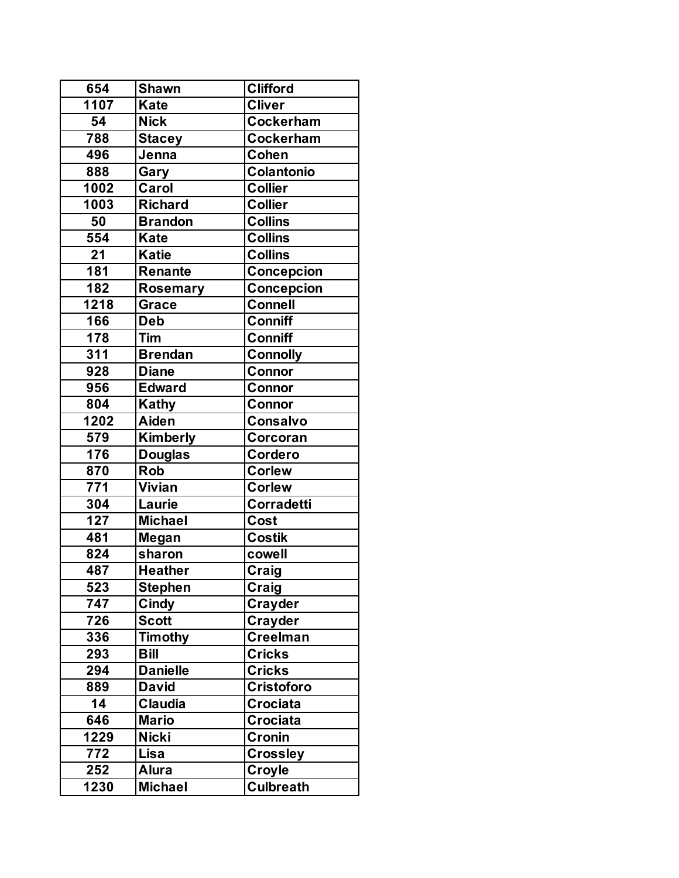| | | |
|---|---|---|
| 654 | Shawn | Clifford |
| 1107 | Kate | Cliver |
| 54 | Nick | Cockerham |
| 788 | Stacey | Cockerham |
| 496 | Jenna | Cohen |
| 888 | Gary | Colantonio |
| 1002 | Carol | Collier |
| 1003 | Richard | Collier |
| 50 | Brandon | Collins |
| 554 | Kate | Collins |
| 21 | Katie | Collins |
| 181 | Renante | Concepcion |
| 182 | Rosemary | Concepcion |
| 1218 | Grace | Connell |
| 166 | Deb | Conniff |
| 178 | Tim | Conniff |
| 311 | Brendan | Connolly |
| 928 | Diane | Connor |
| 956 | Edward | Connor |
| 804 | Kathy | Connor |
| 1202 | Aiden | Consalvo |
| 579 | Kimberly | Corcoran |
| 176 | Douglas | Cordero |
| 870 | Rob | Corlew |
| 771 | Vivian | Corlew |
| 304 | Laurie | Corradetti |
| 127 | Michael | Cost |
| 481 | Megan | Costik |
| 824 | sharon | cowell |
| 487 | Heather | Craig |
| 523 | Stephen | Craig |
| 747 | Cindy | Crayder |
| 726 | Scott | Crayder |
| 336 | Timothy | Creelman |
| 293 | Bill | Cricks |
| 294 | Danielle | Cricks |
| 889 | David | Cristoforo |
| 14 | Claudia | Crociata |
| 646 | Mario | Crociata |
| 1229 | Nicki | Cronin |
| 772 | Lisa | Crossley |
| 252 | Alura | Croyle |
| 1230 | Michael | Culbreath |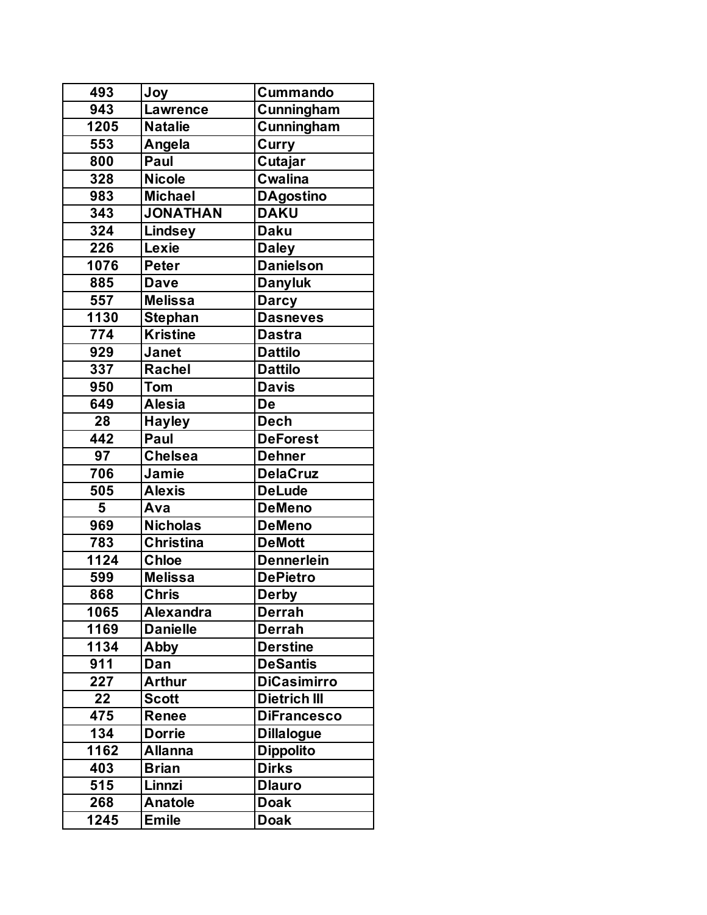| 493 | Joy | Cummando |
|---|---|---|
| 943 | Lawrence | Cunningham |
| 1205 | Natalie | Cunningham |
| 553 | Angela | Curry |
| 800 | Paul | Cutajar |
| 328 | Nicole | Cwalina |
| 983 | Michael | DAgostino |
| 343 | JONATHAN | DAKU |
| 324 | Lindsey | Daku |
| 226 | Lexie | Daley |
| 1076 | Peter | Danielson |
| 885 | Dave | Danyluk |
| 557 | Melissa | Darcy |
| 1130 | Stephan | Dasneves |
| 774 | Kristine | Dastra |
| 929 | Janet | Dattilo |
| 337 | Rachel | Dattilo |
| 950 | Tom | Davis |
| 649 | Alesia | De |
| 28 | Hayley | Dech |
| 442 | Paul | DeForest |
| 97 | Chelsea | Dehner |
| 706 | Jamie | DelaCruz |
| 505 | Alexis | DeLude |
| 5 | Ava | DeMeno |
| 969 | Nicholas | DeMeno |
| 783 | Christina | DeMott |
| 1124 | Chloe | Dennerlein |
| 599 | Melissa | DePietro |
| 868 | Chris | Derby |
| 1065 | Alexandra | Derrah |
| 1169 | Danielle | Derrah |
| 1134 | Abby | Derstine |
| 911 | Dan | DeSantis |
| 227 | Arthur | DiCasimirro |
| 22 | Scott | Dietrich III |
| 475 | Renee | DiFrancesco |
| 134 | Dorrie | Dillalogue |
| 1162 | Allanna | Dippolito |
| 403 | Brian | Dirks |
| 515 | Linnzi | Dlauro |
| 268 | Anatole | Doak |
| 1245 | Emile | Doak |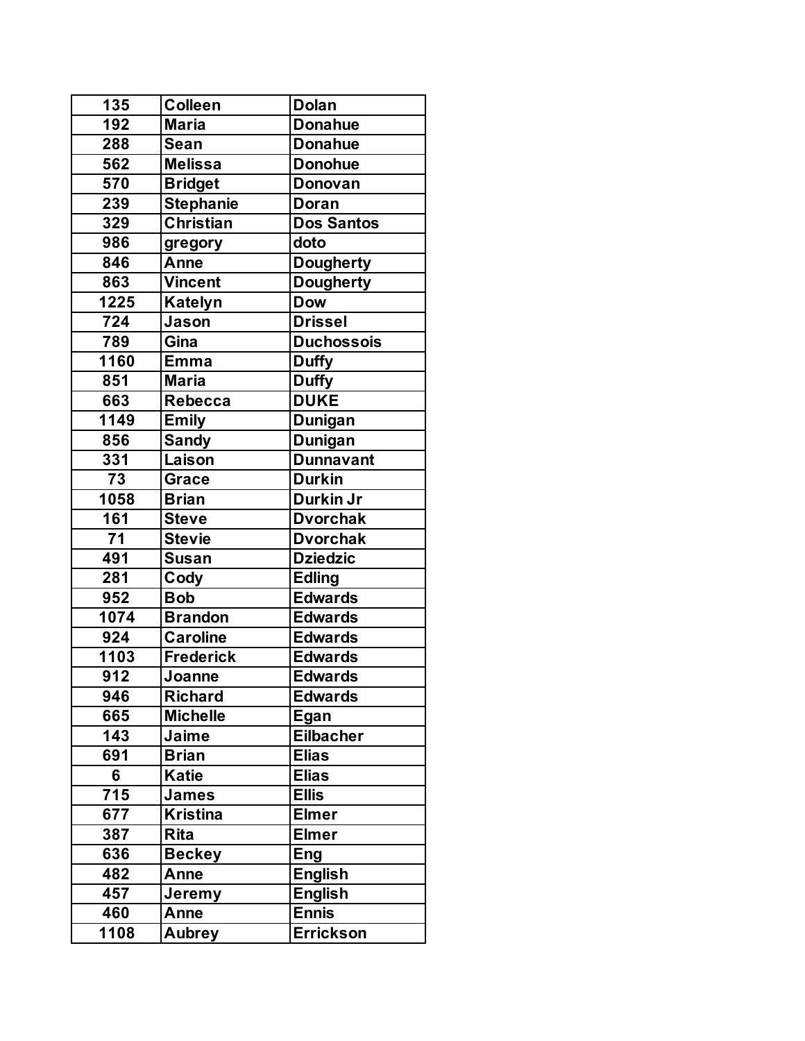| 135 | Colleen | Dolan |
|---|---|---|
| 192 | Maria | Donahue |
| 288 | Sean | Donahue |
| 562 | Melissa | Donohue |
| 570 | Bridget | Donovan |
| 239 | Stephanie | Doran |
| 329 | Christian | Dos Santos |
| 986 | gregory | doto |
| 846 | Anne | Dougherty |
| 863 | Vincent | Dougherty |
| 1225 | Katelyn | Dow |
| 724 | Jason | Drissel |
| 789 | Gina | Duchossois |
| 1160 | Emma | Duffy |
| 851 | Maria | Duffy |
| 663 | Rebecca | DUKE |
| 1149 | Emily | Dunigan |
| 856 | Sandy | Dunigan |
| 331 | Laison | Dunnavant |
| 73 | Grace | Durkin |
| 1058 | Brian | Durkin Jr |
| 161 | Steve | Dvorchak |
| 71 | Stevie | Dvorchak |
| 491 | Susan | Dziedzic |
| 281 | Cody | Edling |
| 952 | Bob | Edwards |
| 1074 | Brandon | Edwards |
| 924 | Caroline | Edwards |
| 1103 | Frederick | Edwards |
| 912 | Joanne | Edwards |
| 946 | Richard | Edwards |
| 665 | Michelle | Egan |
| 143 | Jaime | Eilbacher |
| 691 | Brian | Elias |
| 6 | Katie | Elias |
| 715 | James | Ellis |
| 677 | Kristina | Elmer |
| 387 | Rita | Elmer |
| 636 | Beckey | Eng |
| 482 | Anne | English |
| 457 | Jeremy | English |
| 460 | Anne | Ennis |
| 1108 | Aubrey | Errickson |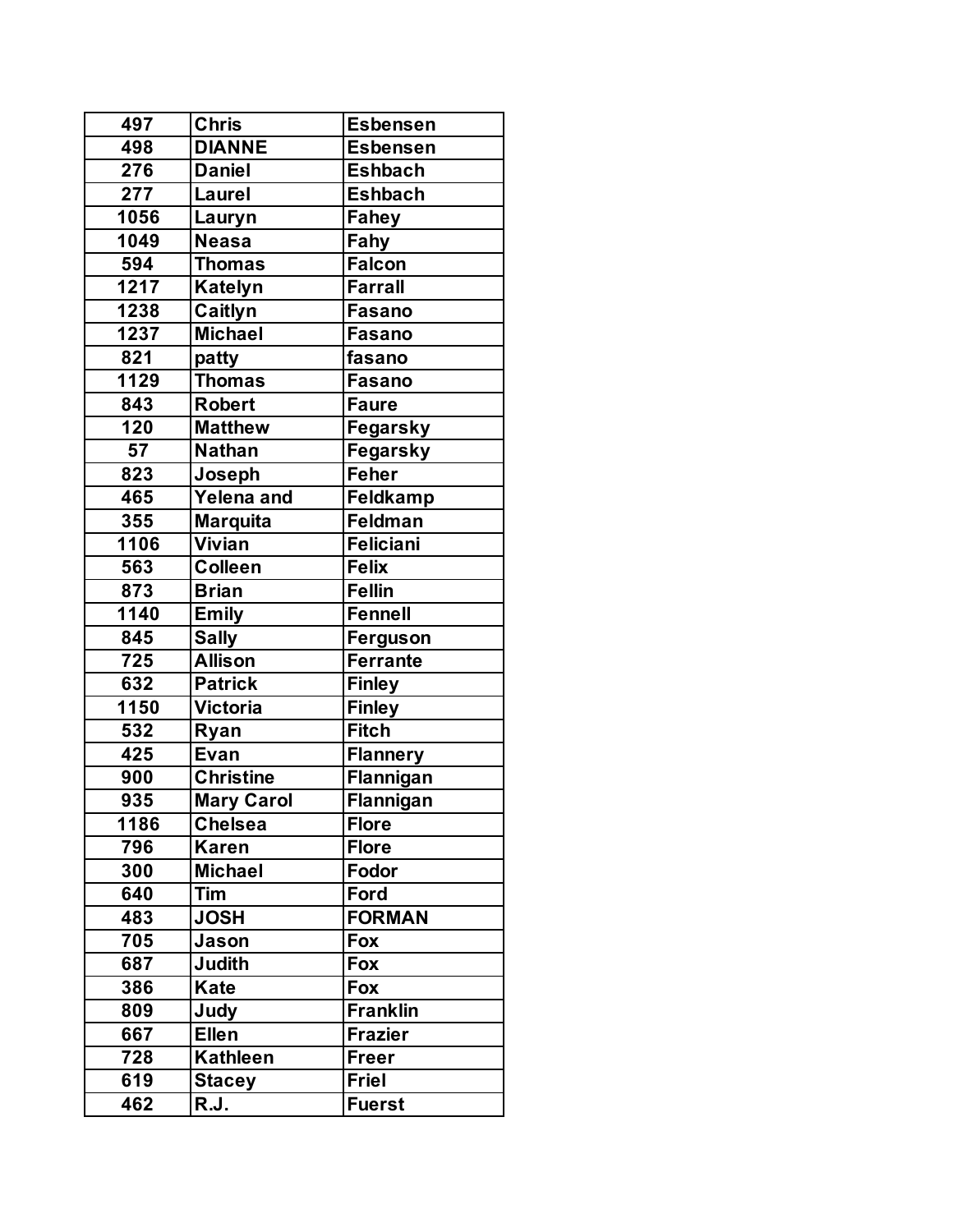| 497 | Chris | Esbensen |
|---|---|---|
| 498 | DIANNE | Esbensen |
| 276 | Daniel | Eshbach |
| 277 | Laurel | Eshbach |
| 1056 | Lauryn | Fahey |
| 1049 | Neasa | Fahy |
| 594 | Thomas | Falcon |
| 1217 | Katelyn | Farrall |
| 1238 | Caitlyn | Fasano |
| 1237 | Michael | Fasano |
| 821 | patty | fasano |
| 1129 | Thomas | Fasano |
| 843 | Robert | Faure |
| 120 | Matthew | Fegarsky |
| 57 | Nathan | Fegarsky |
| 823 | Joseph | Feher |
| 465 | Yelena and | Feldkamp |
| 355 | Marquita | Feldman |
| 1106 | Vivian | Feliciani |
| 563 | Colleen | Felix |
| 873 | Brian | Fellin |
| 1140 | Emily | Fennell |
| 845 | Sally | Ferguson |
| 725 | Allison | Ferrante |
| 632 | Patrick | Finley |
| 1150 | Victoria | Finley |
| 532 | Ryan | Fitch |
| 425 | Evan | Flannery |
| 900 | Christine | Flannigan |
| 935 | Mary Carol | Flannigan |
| 1186 | Chelsea | Flore |
| 796 | Karen | Flore |
| 300 | Michael | Fodor |
| 640 | Tim | Ford |
| 483 | JOSH | FORMAN |
| 705 | Jason | Fox |
| 687 | Judith | Fox |
| 386 | Kate | Fox |
| 809 | Judy | Franklin |
| 667 | Ellen | Frazier |
| 728 | Kathleen | Freer |
| 619 | Stacey | Friel |
| 462 | R.J. | Fuerst |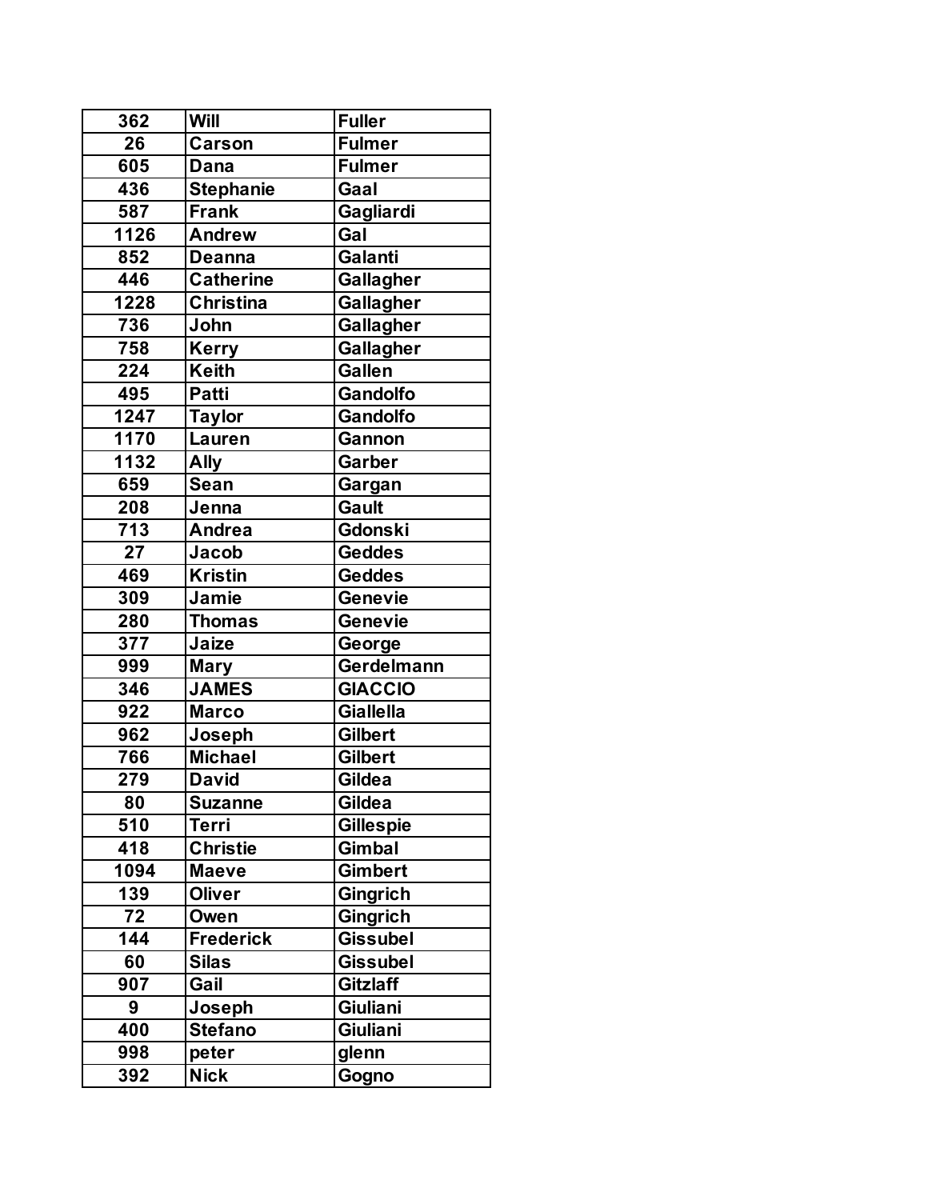| 362 | Will | Fuller |
|---|---|---|
| 26 | Carson | Fulmer |
| 605 | Dana | Fulmer |
| 436 | Stephanie | Gaal |
| 587 | Frank | Gagliardi |
| 1126 | Andrew | Gal |
| 852 | Deanna | Galanti |
| 446 | Catherine | Gallagher |
| 1228 | Christina | Gallagher |
| 736 | John | Gallagher |
| 758 | Kerry | Gallagher |
| 224 | Keith | Gallen |
| 495 | Patti | Gandolfo |
| 1247 | Taylor | Gandolfo |
| 1170 | Lauren | Gannon |
| 1132 | Ally | Garber |
| 659 | Sean | Gargan |
| 208 | Jenna | Gault |
| 713 | Andrea | Gdonski |
| 27 | Jacob | Geddes |
| 469 | Kristin | Geddes |
| 309 | Jamie | Genevie |
| 280 | Thomas | Genevie |
| 377 | Jaize | George |
| 999 | Mary | Gerdelmann |
| 346 | JAMES | GIACCIO |
| 922 | Marco | Giallella |
| 962 | Joseph | Gilbert |
| 766 | Michael | Gilbert |
| 279 | David | Gildea |
| 80 | Suzanne | Gildea |
| 510 | Terri | Gillespie |
| 418 | Christie | Gimbal |
| 1094 | Maeve | Gimbert |
| 139 | Oliver | Gingrich |
| 72 | Owen | Gingrich |
| 144 | Frederick | Gissubel |
| 60 | Silas | Gissubel |
| 907 | Gail | Gitzlaff |
| 9 | Joseph | Giuliani |
| 400 | Stefano | Giuliani |
| 998 | peter | glenn |
| 392 | Nick | Gogno |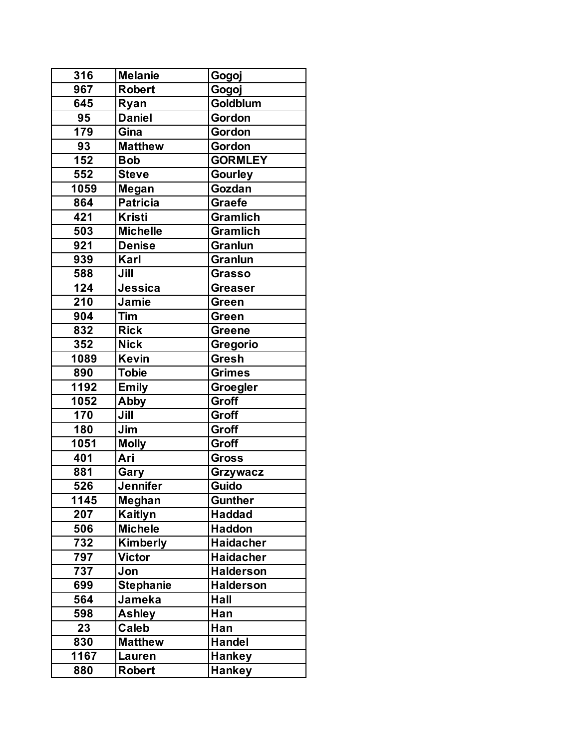| 316 | Melanie | Gogoj |
|---|---|---|
| 967 | Robert | Gogoj |
| 645 | Ryan | Goldblum |
| 95 | Daniel | Gordon |
| 179 | Gina | Gordon |
| 93 | Matthew | Gordon |
| 152 | Bob | GORMLEY |
| 552 | Steve | Gourley |
| 1059 | Megan | Gozdan |
| 864 | Patricia | Graefe |
| 421 | Kristi | Gramlich |
| 503 | Michelle | Gramlich |
| 921 | Denise | Granlun |
| 939 | Karl | Granlun |
| 588 | Jill | Grasso |
| 124 | Jessica | Greaser |
| 210 | Jamie | Green |
| 904 | Tim | Green |
| 832 | Rick | Greene |
| 352 | Nick | Gregorio |
| 1089 | Kevin | Gresh |
| 890 | Tobie | Grimes |
| 1192 | Emily | Groegler |
| 1052 | Abby | Groff |
| 170 | Jill | Groff |
| 180 | Jim | Groff |
| 1051 | Molly | Groff |
| 401 | Ari | Gross |
| 881 | Gary | Grzywacz |
| 526 | Jennifer | Guido |
| 1145 | Meghan | Gunther |
| 207 | Kaitlyn | Haddad |
| 506 | Michele | Haddon |
| 732 | Kimberly | Haidacher |
| 797 | Victor | Haidacher |
| 737 | Jon | Halderson |
| 699 | Stephanie | Halderson |
| 564 | Jameka | Hall |
| 598 | Ashley | Han |
| 23 | Caleb | Han |
| 830 | Matthew | Handel |
| 1167 | Lauren | Hankey |
| 880 | Robert | Hankey |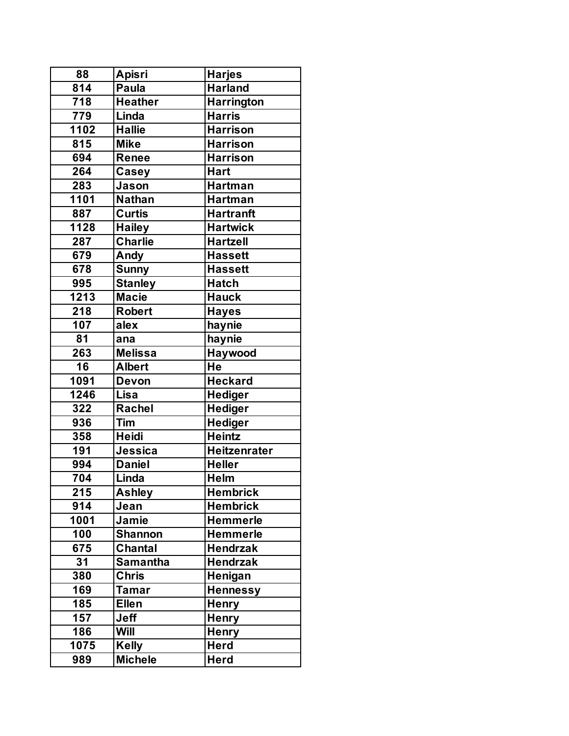| 88 | Apisri | Harjes |
|---|---|---|
| 814 | Paula | Harland |
| 718 | Heather | Harrington |
| 779 | Linda | Harris |
| 1102 | Hallie | Harrison |
| 815 | Mike | Harrison |
| 694 | Renee | Harrison |
| 264 | Casey | Hart |
| 283 | Jason | Hartman |
| 1101 | Nathan | Hartman |
| 887 | Curtis | Hartranft |
| 1128 | Hailey | Hartwick |
| 287 | Charlie | Hartzell |
| 679 | Andy | Hassett |
| 678 | Sunny | Hassett |
| 995 | Stanley | Hatch |
| 1213 | Macie | Hauck |
| 218 | Robert | Hayes |
| 107 | alex | haynie |
| 81 | ana | haynie |
| 263 | Melissa | Haywood |
| 16 | Albert | He |
| 1091 | Devon | Heckard |
| 1246 | Lisa | Hediger |
| 322 | Rachel | Hediger |
| 936 | Tim | Hediger |
| 358 | Heidi | Heintz |
| 191 | Jessica | Heitzenrater |
| 994 | Daniel | Heller |
| 704 | Linda | Helm |
| 215 | Ashley | Hembrick |
| 914 | Jean | Hembrick |
| 1001 | Jamie | Hemmerle |
| 100 | Shannon | Hemmerle |
| 675 | Chantal | Hendrzak |
| 31 | Samantha | Hendrzak |
| 380 | Chris | Henigan |
| 169 | Tamar | Hennessy |
| 185 | Ellen | Henry |
| 157 | Jeff | Henry |
| 186 | Will | Henry |
| 1075 | Kelly | Herd |
| 989 | Michele | Herd |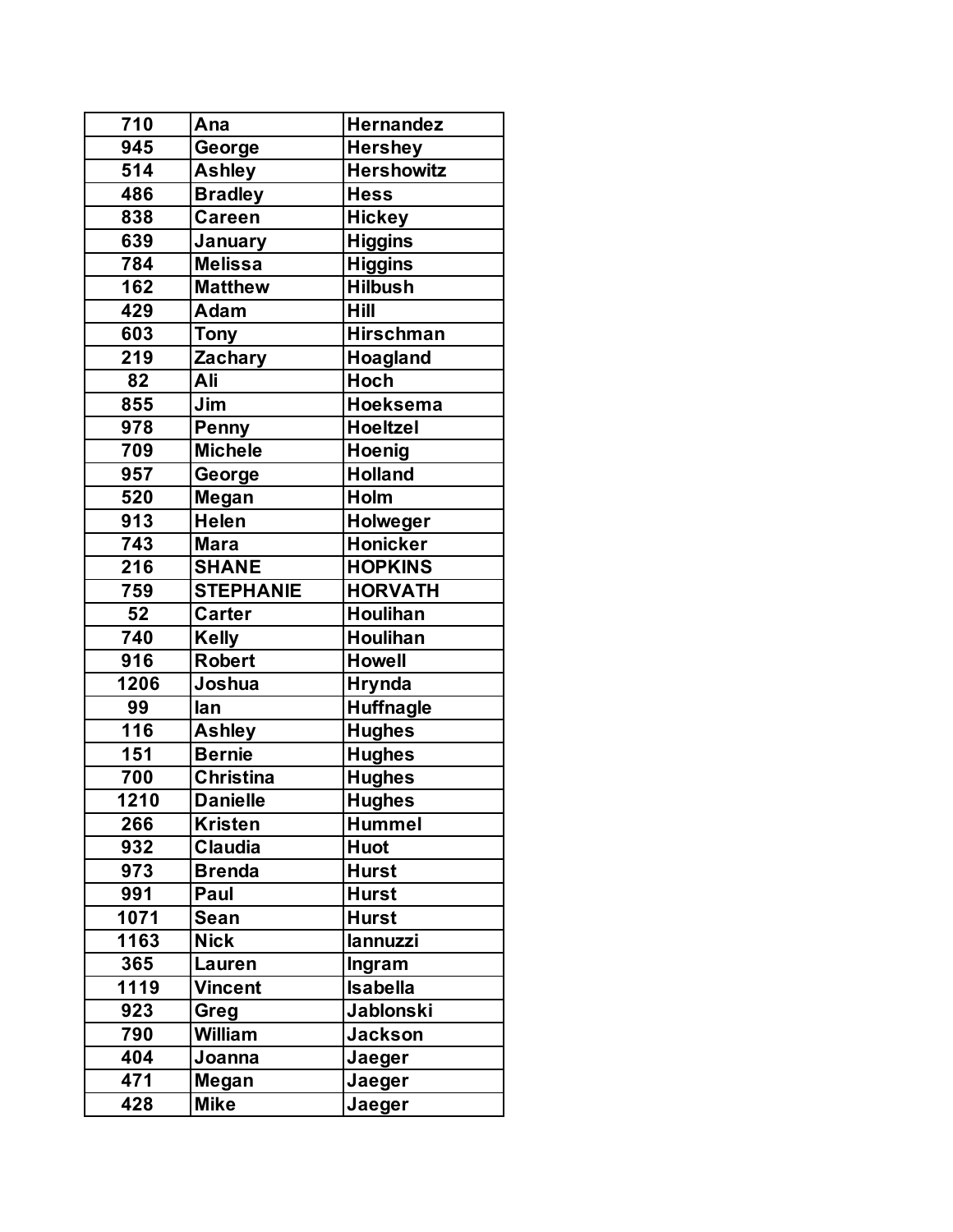| 710 | Ana | Hernandez |
|---|---|---|
| 945 | George | Hershey |
| 514 | Ashley | Hershowitz |
| 486 | Bradley | Hess |
| 838 | Careen | Hickey |
| 639 | January | Higgins |
| 784 | Melissa | Higgins |
| 162 | Matthew | Hilbush |
| 429 | Adam | Hill |
| 603 | Tony | Hirschman |
| 219 | Zachary | Hoagland |
| 82 | Ali | Hoch |
| 855 | Jim | Hoeksema |
| 978 | Penny | Hoeltzel |
| 709 | Michele | Hoenig |
| 957 | George | Holland |
| 520 | Megan | Holm |
| 913 | Helen | Holweger |
| 743 | Mara | Honicker |
| 216 | SHANE | HOPKINS |
| 759 | STEPHANIE | HORVATH |
| 52 | Carter | Houlihan |
| 740 | Kelly | Houlihan |
| 916 | Robert | Howell |
| 1206 | Joshua | Hrynda |
| 99 | Ian | Huffnagle |
| 116 | Ashley | Hughes |
| 151 | Bernie | Hughes |
| 700 | Christina | Hughes |
| 1210 | Danielle | Hughes |
| 266 | Kristen | Hummel |
| 932 | Claudia | Huot |
| 973 | Brenda | Hurst |
| 991 | Paul | Hurst |
| 1071 | Sean | Hurst |
| 1163 | Nick | Iannuzzi |
| 365 | Lauren | Ingram |
| 1119 | Vincent | Isabella |
| 923 | Greg | Jablonski |
| 790 | William | Jackson |
| 404 | Joanna | Jaeger |
| 471 | Megan | Jaeger |
| 428 | Mike | Jaeger |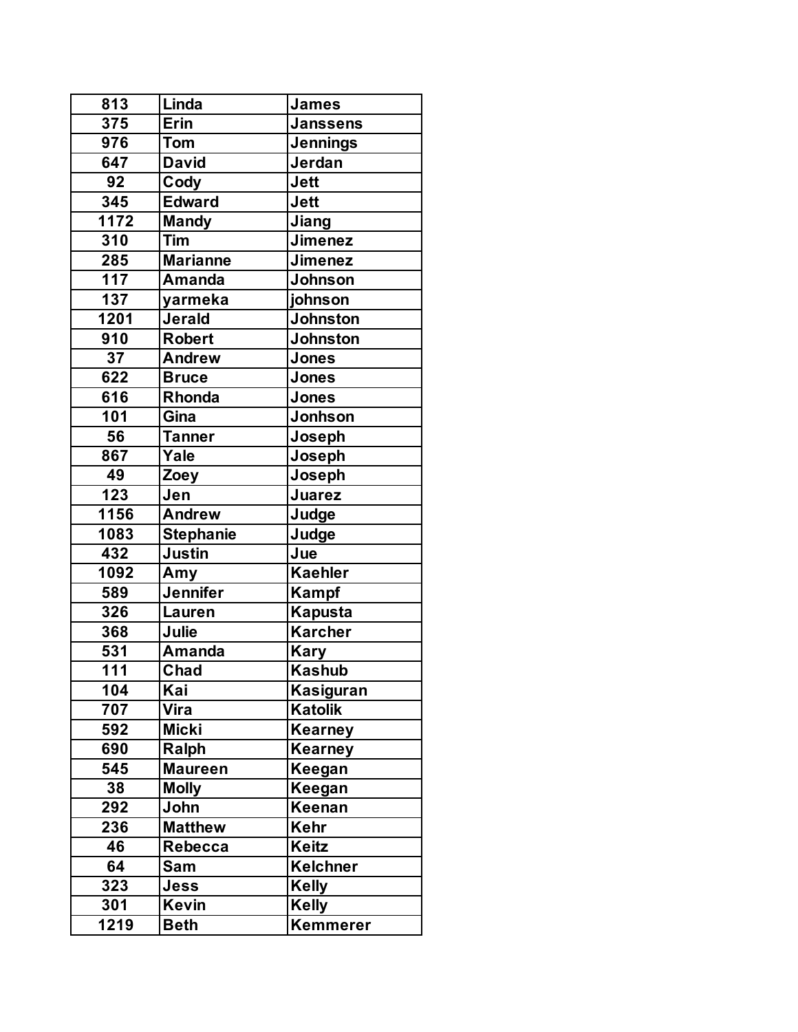| 813 | Linda | James |
|---|---|---|
| 375 | Erin | Janssens |
| 976 | Tom | Jennings |
| 647 | David | Jerdan |
| 92 | Cody | Jett |
| 345 | Edward | Jett |
| 1172 | Mandy | Jiang |
| 310 | Tim | Jimenez |
| 285 | Marianne | Jimenez |
| 117 | Amanda | Johnson |
| 137 | yarmeka | johnson |
| 1201 | Jerald | Johnston |
| 910 | Robert | Johnston |
| 37 | Andrew | Jones |
| 622 | Bruce | Jones |
| 616 | Rhonda | Jones |
| 101 | Gina | Jonhson |
| 56 | Tanner | Joseph |
| 867 | Yale | Joseph |
| 49 | Zoey | Joseph |
| 123 | Jen | Juarez |
| 1156 | Andrew | Judge |
| 1083 | Stephanie | Judge |
| 432 | Justin | Jue |
| 1092 | Amy | Kaehler |
| 589 | Jennifer | Kampf |
| 326 | Lauren | Kapusta |
| 368 | Julie | Karcher |
| 531 | Amanda | Kary |
| 111 | Chad | Kashub |
| 104 | Kai | Kasiguran |
| 707 | Vira | Katolik |
| 592 | Micki | Kearney |
| 690 | Ralph | Kearney |
| 545 | Maureen | Keegan |
| 38 | Molly | Keegan |
| 292 | John | Keenan |
| 236 | Matthew | Kehr |
| 46 | Rebecca | Keitz |
| 64 | Sam | Kelchner |
| 323 | Jess | Kelly |
| 301 | Kevin | Kelly |
| 1219 | Beth | Kemmerer |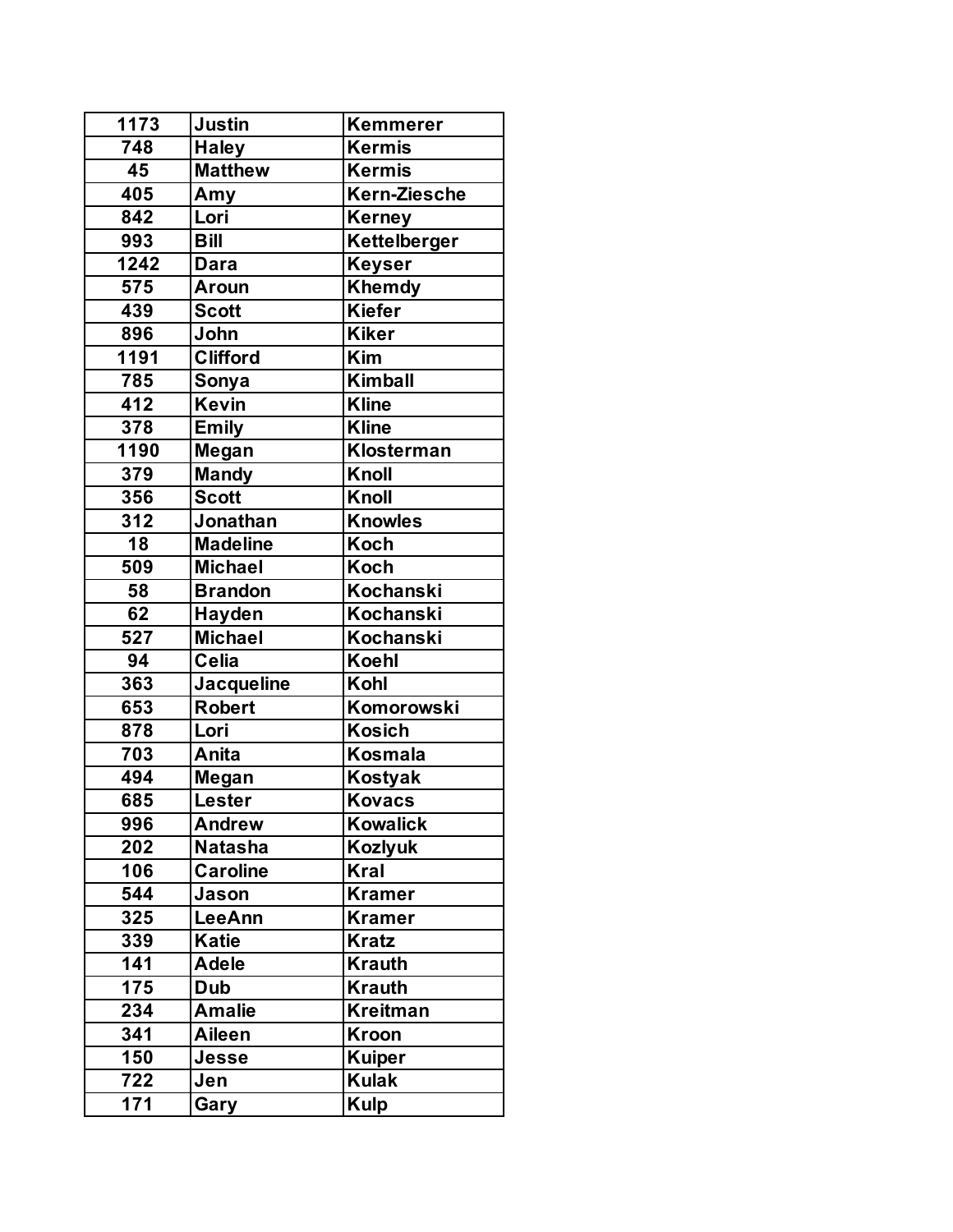| 1173 | Justin | Kemmerer |
|---|---|---|
| 748 | Haley | Kermis |
| 45 | Matthew | Kermis |
| 405 | Amy | Kern-Ziesche |
| 842 | Lori | Kerney |
| 993 | Bill | Kettelberger |
| 1242 | Dara | Keyser |
| 575 | Aroun | Khemdy |
| 439 | Scott | Kiefer |
| 896 | John | Kiker |
| 1191 | Clifford | Kim |
| 785 | Sonya | Kimball |
| 412 | Kevin | Kline |
| 378 | Emily | Kline |
| 1190 | Megan | Klosterman |
| 379 | Mandy | Knoll |
| 356 | Scott | Knoll |
| 312 | Jonathan | Knowles |
| 18 | Madeline | Koch |
| 509 | Michael | Koch |
| 58 | Brandon | Kochanski |
| 62 | Hayden | Kochanski |
| 527 | Michael | Kochanski |
| 94 | Celia | Koehl |
| 363 | Jacqueline | Kohl |
| 653 | Robert | Komorowski |
| 878 | Lori | Kosich |
| 703 | Anita | Kosmala |
| 494 | Megan | Kostyak |
| 685 | Lester | Kovacs |
| 996 | Andrew | Kowalick |
| 202 | Natasha | Kozlyuk |
| 106 | Caroline | Kral |
| 544 | Jason | Kramer |
| 325 | LeeAnn | Kramer |
| 339 | Katie | Kratz |
| 141 | Adele | Krauth |
| 175 | Dub | Krauth |
| 234 | Amalie | Kreitman |
| 341 | Aileen | Kroon |
| 150 | Jesse | Kuiper |
| 722 | Jen | Kulak |
| 171 | Gary | Kulp |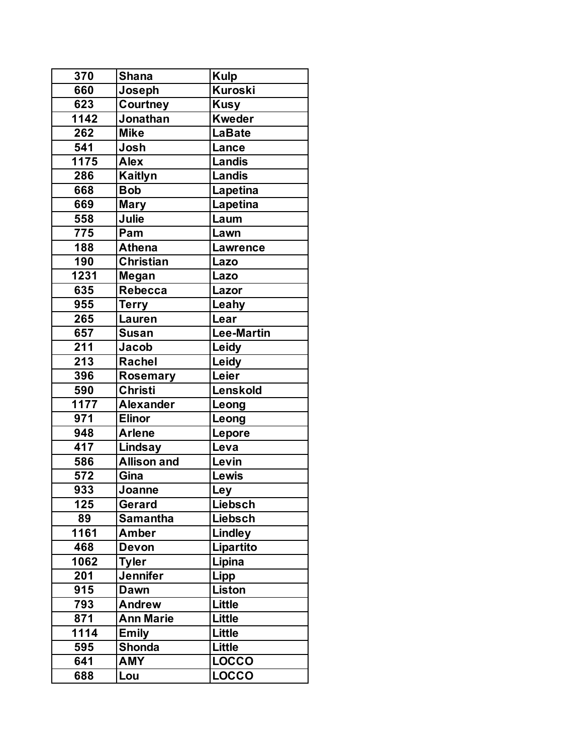| | | |
|---|---|---|
| 370 | Shana | Kulp |
| 660 | Joseph | Kuroski |
| 623 | Courtney | Kusy |
| 1142 | Jonathan | Kweder |
| 262 | Mike | LaBate |
| 541 | Josh | Lance |
| 1175 | Alex | Landis |
| 286 | Kaitlyn | Landis |
| 668 | Bob | Lapetina |
| 669 | Mary | Lapetina |
| 558 | Julie | Laum |
| 775 | Pam | Lawn |
| 188 | Athena | Lawrence |
| 190 | Christian | Lazo |
| 1231 | Megan | Lazo |
| 635 | Rebecca | Lazor |
| 955 | Terry | Leahy |
| 265 | Lauren | Lear |
| 657 | Susan | Lee-Martin |
| 211 | Jacob | Leidy |
| 213 | Rachel | Leidy |
| 396 | Rosemary | Leier |
| 590 | Christi | Lenskold |
| 1177 | Alexander | Leong |
| 971 | Elinor | Leong |
| 948 | Arlene | Lepore |
| 417 | Lindsay | Leva |
| 586 | Allison and | Levin |
| 572 | Gina | Lewis |
| 933 | Joanne | Ley |
| 125 | Gerard | Liebsch |
| 89 | Samantha | Liebsch |
| 1161 | Amber | Lindley |
| 468 | Devon | Lipartito |
| 1062 | Tyler | Lipina |
| 201 | Jennifer | Lipp |
| 915 | Dawn | Liston |
| 793 | Andrew | Little |
| 871 | Ann Marie | Little |
| 1114 | Emily | Little |
| 595 | Shonda | Little |
| 641 | AMY | LOCCO |
| 688 | Lou | LOCCO |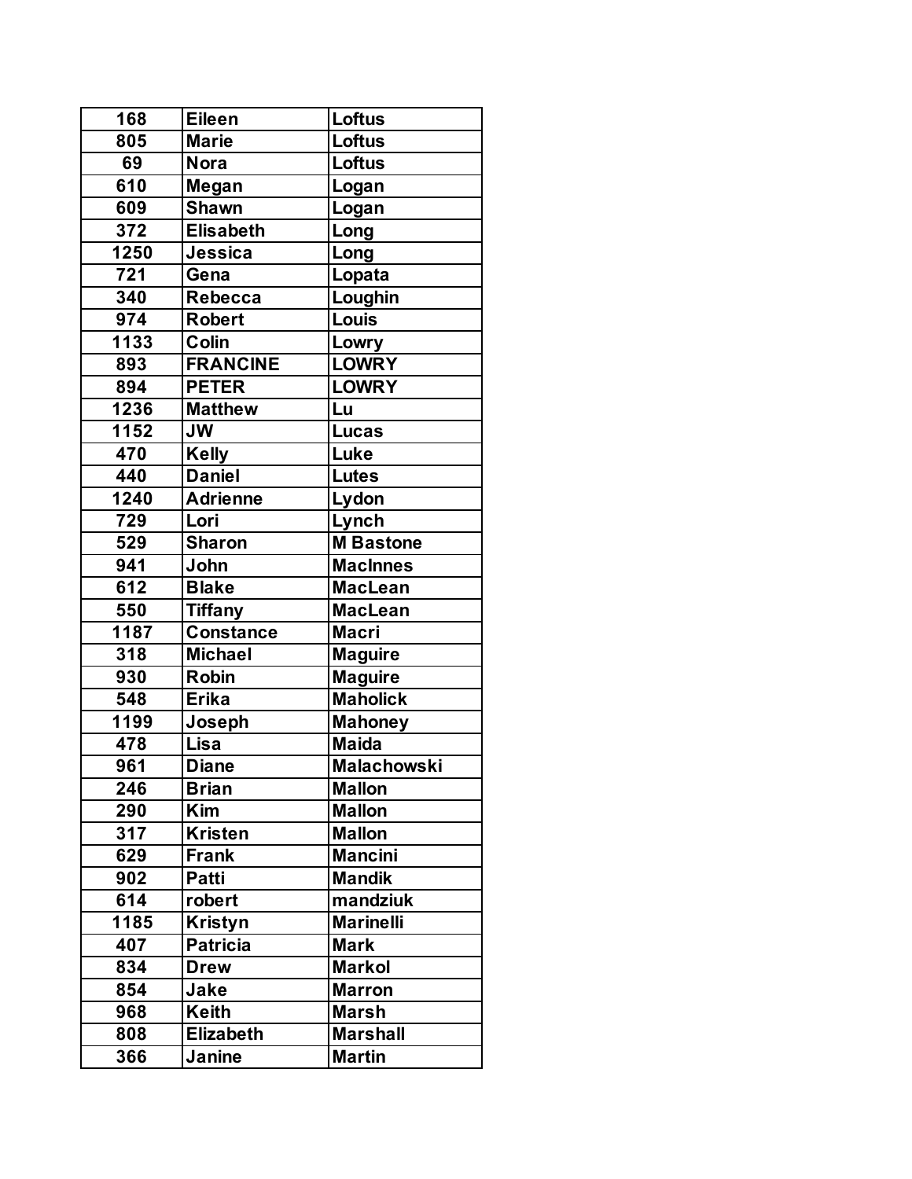| 168 | Eileen | Loftus |
|---|---|---|
| 805 | Marie | Loftus |
| 69 | Nora | Loftus |
| 610 | Megan | Logan |
| 609 | Shawn | Logan |
| 372 | Elisabeth | Long |
| 1250 | Jessica | Long |
| 721 | Gena | Lopata |
| 340 | Rebecca | Loughin |
| 974 | Robert | Louis |
| 1133 | Colin | Lowry |
| 893 | FRANCINE | LOWRY |
| 894 | PETER | LOWRY |
| 1236 | Matthew | Lu |
| 1152 | JW | Lucas |
| 470 | Kelly | Luke |
| 440 | Daniel | Lutes |
| 1240 | Adrienne | Lydon |
| 729 | Lori | Lynch |
| 529 | Sharon | M Bastone |
| 941 | John | MacInnes |
| 612 | Blake | MacLean |
| 550 | Tiffany | MacLean |
| 1187 | Constance | Macri |
| 318 | Michael | Maguire |
| 930 | Robin | Maguire |
| 548 | Erika | Maholick |
| 1199 | Joseph | Mahoney |
| 478 | Lisa | Maida |
| 961 | Diane | Malachowski |
| 246 | Brian | Mallon |
| 290 | Kim | Mallon |
| 317 | Kristen | Mallon |
| 629 | Frank | Mancini |
| 902 | Patti | Mandik |
| 614 | robert | mandziuk |
| 1185 | Kristyn | Marinelli |
| 407 | Patricia | Mark |
| 834 | Drew | Markol |
| 854 | Jake | Marron |
| 968 | Keith | Marsh |
| 808 | Elizabeth | Marshall |
| 366 | Janine | Martin |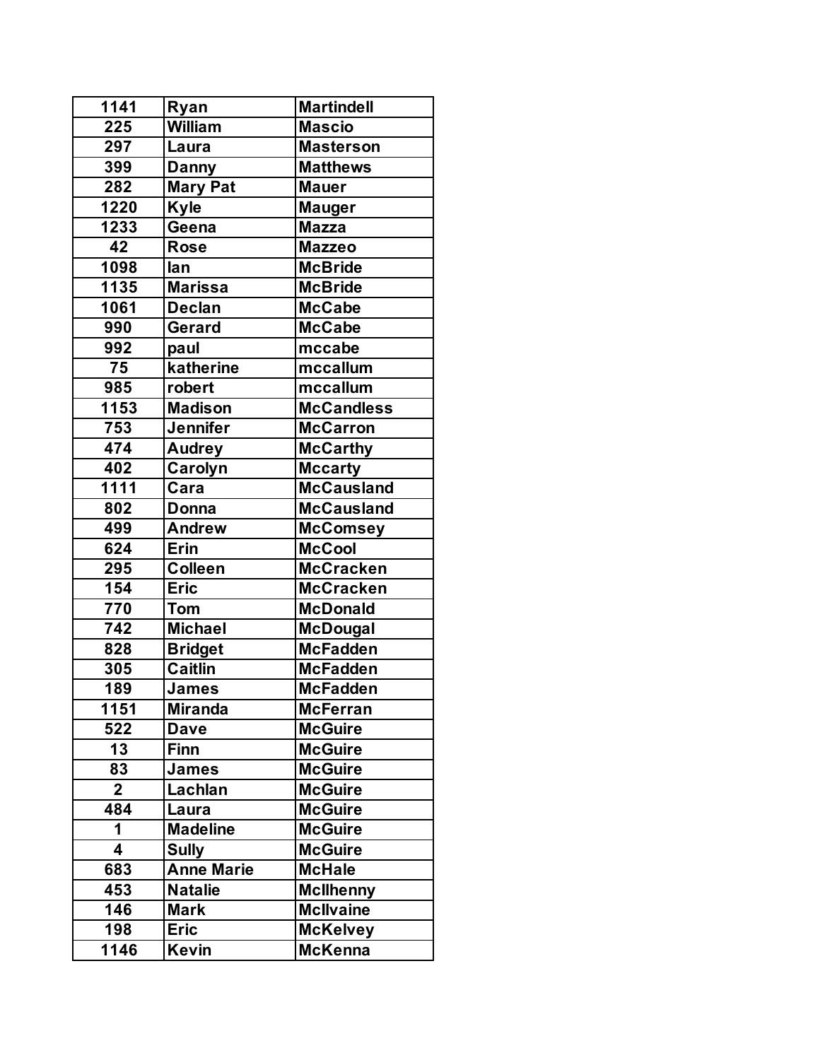| | | |
|---|---|---|
| 1141 | Ryan | Martindell |
| 225 | William | Mascio |
| 297 | Laura | Masterson |
| 399 | Danny | Matthews |
| 282 | Mary Pat | Mauer |
| 1220 | Kyle | Mauger |
| 1233 | Geena | Mazza |
| 42 | Rose | Mazzeo |
| 1098 | Ian | McBride |
| 1135 | Marissa | McBride |
| 1061 | Declan | McCabe |
| 990 | Gerard | McCabe |
| 992 | paul | mccabe |
| 75 | katherine | mccallum |
| 985 | robert | mccallum |
| 1153 | Madison | McCandless |
| 753 | Jennifer | McCarron |
| 474 | Audrey | McCarthy |
| 402 | Carolyn | Mccarty |
| 1111 | Cara | McCausland |
| 802 | Donna | McCausland |
| 499 | Andrew | McComsey |
| 624 | Erin | McCool |
| 295 | Colleen | McCracken |
| 154 | Eric | McCracken |
| 770 | Tom | McDonald |
| 742 | Michael | McDougal |
| 828 | Bridget | McFadden |
| 305 | Caitlin | McFadden |
| 189 | James | McFadden |
| 1151 | Miranda | McFerran |
| 522 | Dave | McGuire |
| 13 | Finn | McGuire |
| 83 | James | McGuire |
| 2 | Lachlan | McGuire |
| 484 | Laura | McGuire |
| 1 | Madeline | McGuire |
| 4 | Sully | McGuire |
| 683 | Anne Marie | McHale |
| 453 | Natalie | McIlhenny |
| 146 | Mark | McIlvaine |
| 198 | Eric | McKelvey |
| 1146 | Kevin | McKenna |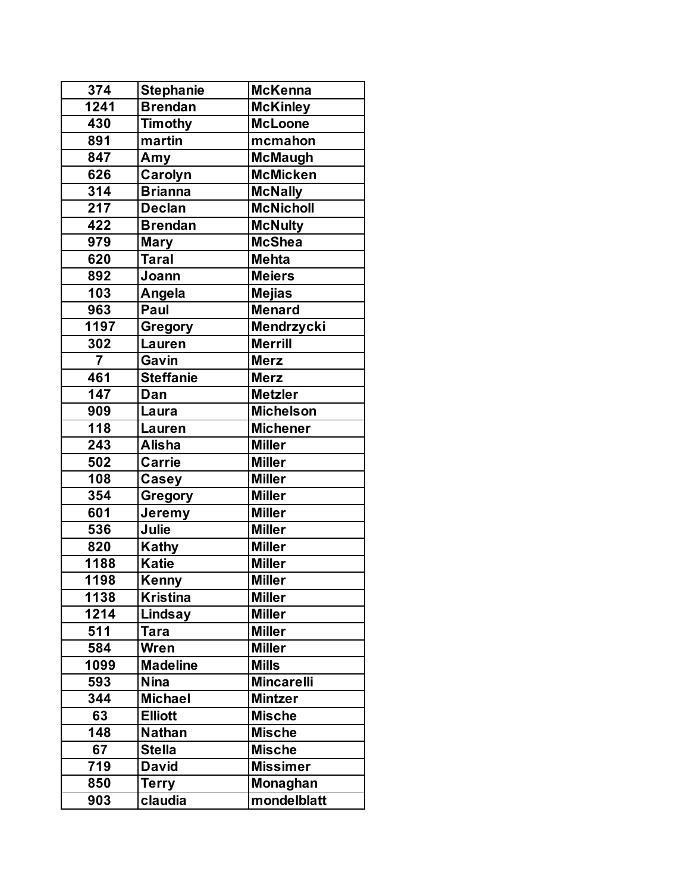| 374 | Stephanie | McKenna |
|---|---|---|
| 1241 | Brendan | McKinley |
| 430 | Timothy | McLoone |
| 891 | martin | mcmahon |
| 847 | Amy | McMaugh |
| 626 | Carolyn | McMicken |
| 314 | Brianna | McNally |
| 217 | Declan | McNicholl |
| 422 | Brendan | McNulty |
| 979 | Mary | McShea |
| 620 | Taral | Mehta |
| 892 | Joann | Meiers |
| 103 | Angela | Mejias |
| 963 | Paul | Menard |
| 1197 | Gregory | Mendrzycki |
| 302 | Lauren | Merrill |
| 7 | Gavin | Merz |
| 461 | Steffanie | Merz |
| 147 | Dan | Metzler |
| 909 | Laura | Michelson |
| 118 | Lauren | Michener |
| 243 | Alisha | Miller |
| 502 | Carrie | Miller |
| 108 | Casey | Miller |
| 354 | Gregory | Miller |
| 601 | Jeremy | Miller |
| 536 | Julie | Miller |
| 820 | Kathy | Miller |
| 1188 | Katie | Miller |
| 1198 | Kenny | Miller |
| 1138 | Kristina | Miller |
| 1214 | Lindsay | Miller |
| 511 | Tara | Miller |
| 584 | Wren | Miller |
| 1099 | Madeline | Mills |
| 593 | Nina | Mincarelli |
| 344 | Michael | Mintzer |
| 63 | Elliott | Mische |
| 148 | Nathan | Mische |
| 67 | Stella | Mische |
| 719 | David | Missimer |
| 850 | Terry | Monaghan |
| 903 | claudia | mondelblatt |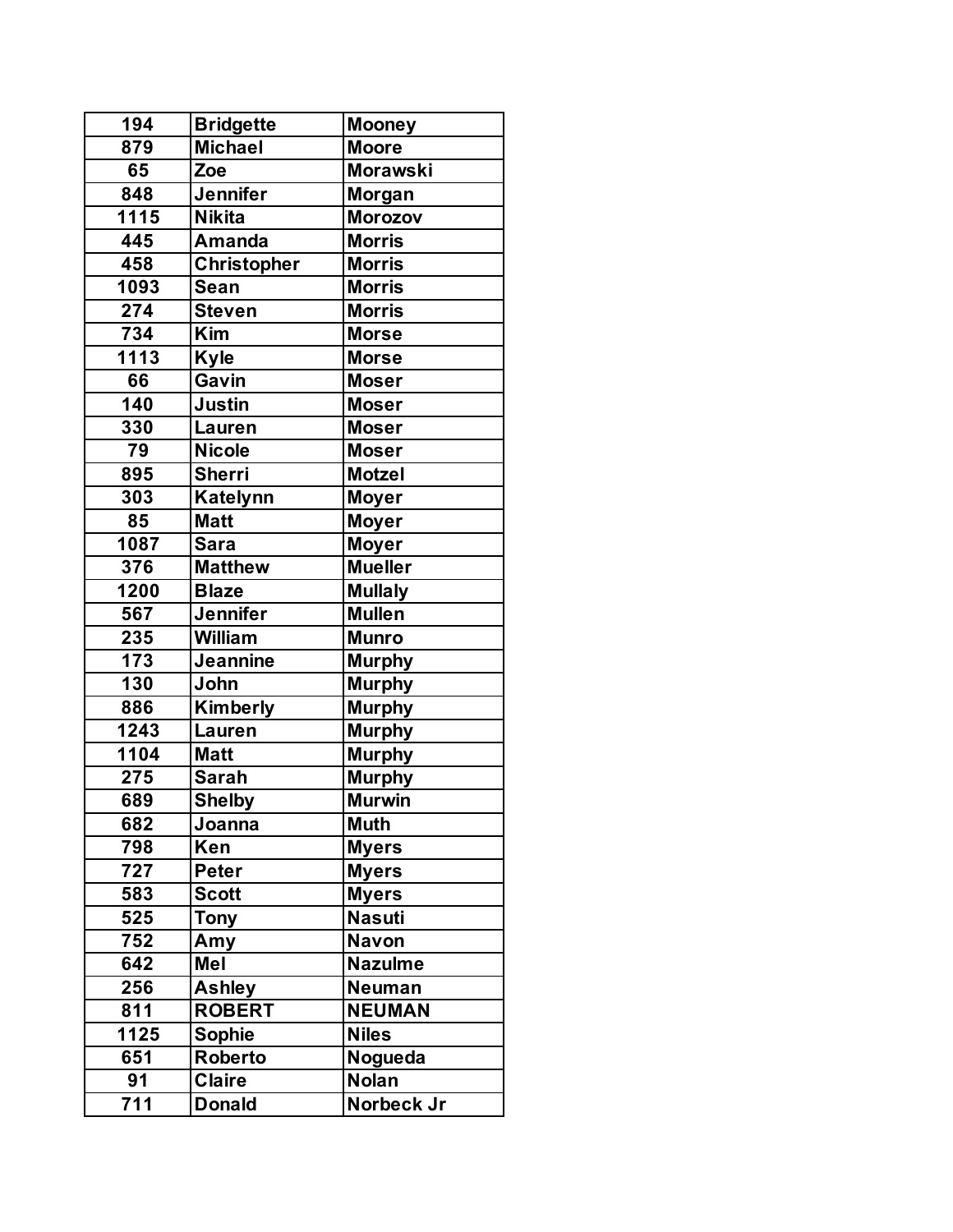| 194 | Bridgette | Mooney |
| --- | --- | --- |
| 879 | Michael | Moore |
| 65 | Zoe | Morawski |
| 848 | Jennifer | Morgan |
| 1115 | Nikita | Morozov |
| 445 | Amanda | Morris |
| 458 | Christopher | Morris |
| 1093 | Sean | Morris |
| 274 | Steven | Morris |
| 734 | Kim | Morse |
| 1113 | Kyle | Morse |
| 66 | Gavin | Moser |
| 140 | Justin | Moser |
| 330 | Lauren | Moser |
| 79 | Nicole | Moser |
| 895 | Sherri | Motzel |
| 303 | Katelynn | Moyer |
| 85 | Matt | Moyer |
| 1087 | Sara | Moyer |
| 376 | Matthew | Mueller |
| 1200 | Blaze | Mullaly |
| 567 | Jennifer | Mullen |
| 235 | William | Munro |
| 173 | Jeannine | Murphy |
| 130 | John | Murphy |
| 886 | Kimberly | Murphy |
| 1243 | Lauren | Murphy |
| 1104 | Matt | Murphy |
| 275 | Sarah | Murphy |
| 689 | Shelby | Murwin |
| 682 | Joanna | Muth |
| 798 | Ken | Myers |
| 727 | Peter | Myers |
| 583 | Scott | Myers |
| 525 | Tony | Nasuti |
| 752 | Amy | Navon |
| 642 | Mel | Nazulme |
| 256 | Ashley | Neuman |
| 811 | ROBERT | NEUMAN |
| 1125 | Sophie | Niles |
| 651 | Roberto | Nogueda |
| 91 | Claire | Nolan |
| 711 | Donald | Norbeck Jr |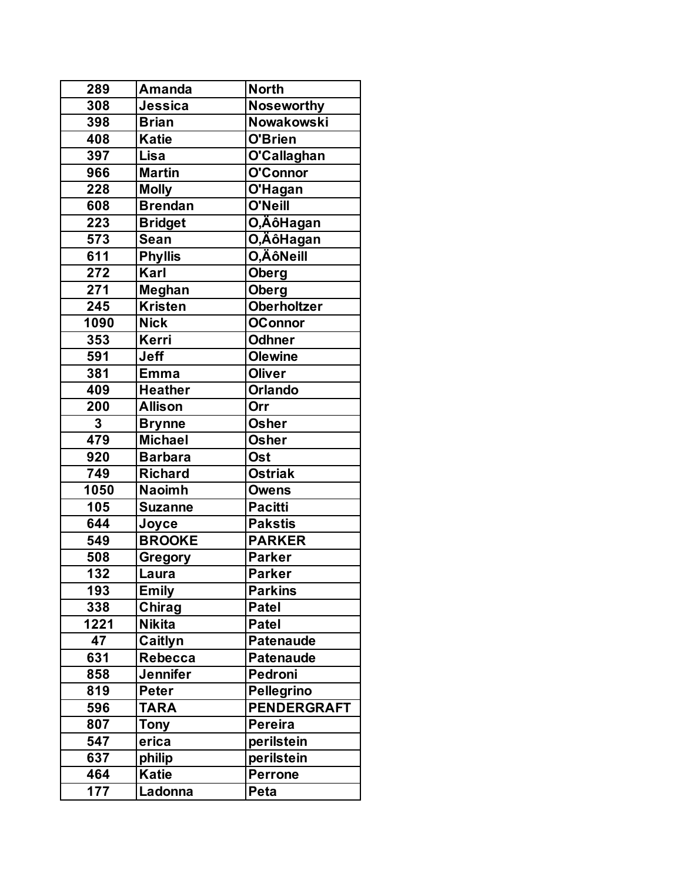| 289 | Amanda | North |
| --- | --- | --- |
| 308 | Jessica | Noseworthy |
| 398 | Brian | Nowakowski |
| 408 | Katie | O'Brien |
| 397 | Lisa | O'Callaghan |
| 966 | Martin | O'Connor |
| 228 | Molly | O'Hagan |
| 608 | Brendan | O'Neill |
| 223 | Bridget | O,ÄôHagan |
| 573 | Sean | O,ÄôHagan |
| 611 | Phyllis | O,ÄôNeill |
| 272 | Karl | Oberg |
| 271 | Meghan | Oberg |
| 245 | Kristen | Oberholtzer |
| 1090 | Nick | OConnor |
| 353 | Kerri | Odhner |
| 591 | Jeff | Olewine |
| 381 | Emma | Oliver |
| 409 | Heather | Orlando |
| 200 | Allison | Orr |
| 3 | Brynne | Osher |
| 479 | Michael | Osher |
| 920 | Barbara | Ost |
| 749 | Richard | Ostriak |
| 1050 | Naoimh | Owens |
| 105 | Suzanne | Pacitti |
| 644 | Joyce | Pakstis |
| 549 | BROOKE | PARKER |
| 508 | Gregory | Parker |
| 132 | Laura | Parker |
| 193 | Emily | Parkins |
| 338 | Chirag | Patel |
| 1221 | Nikita | Patel |
| 47 | Caitlyn | Patenaude |
| 631 | Rebecca | Patenaude |
| 858 | Jennifer | Pedroni |
| 819 | Peter | Pellegrino |
| 596 | TARA | PENDERGRAFT |
| 807 | Tony | Pereira |
| 547 | erica | perilstein |
| 637 | philip | perilstein |
| 464 | Katie | Perrone |
| 177 | Ladonna | Peta |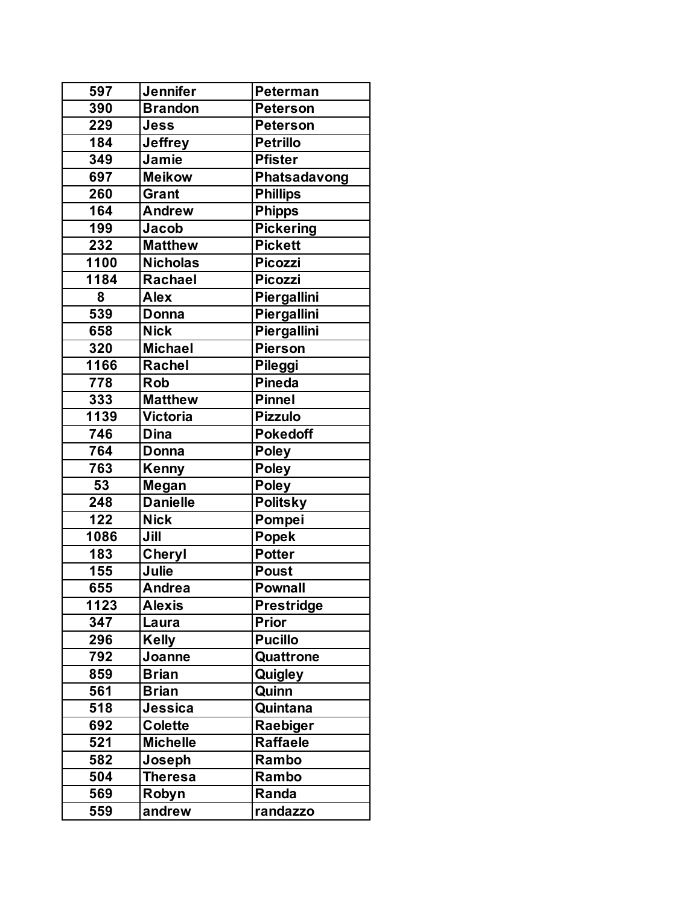| 597 | Jennifer | Peterman |
|---|---|---|
| 390 | Brandon | Peterson |
| 229 | Jess | Peterson |
| 184 | Jeffrey | Petrillo |
| 349 | Jamie | Pfister |
| 697 | Meikow | Phatsadavong |
| 260 | Grant | Phillips |
| 164 | Andrew | Phipps |
| 199 | Jacob | Pickering |
| 232 | Matthew | Pickett |
| 1100 | Nicholas | Picozzi |
| 1184 | Rachael | Picozzi |
| 8 | Alex | Piergallini |
| 539 | Donna | Piergallini |
| 658 | Nick | Piergallini |
| 320 | Michael | Pierson |
| 1166 | Rachel | Pileggi |
| 778 | Rob | Pineda |
| 333 | Matthew | Pinnel |
| 1139 | Victoria | Pizzulo |
| 746 | Dina | Pokedoff |
| 764 | Donna | Poley |
| 763 | Kenny | Poley |
| 53 | Megan | Poley |
| 248 | Danielle | Politsky |
| 122 | Nick | Pompei |
| 1086 | Jill | Popek |
| 183 | Cheryl | Potter |
| 155 | Julie | Poust |
| 655 | Andrea | Pownall |
| 1123 | Alexis | Prestridge |
| 347 | Laura | Prior |
| 296 | Kelly | Pucillo |
| 792 | Joanne | Quattrone |
| 859 | Brian | Quigley |
| 561 | Brian | Quinn |
| 518 | Jessica | Quintana |
| 692 | Colette | Raebiger |
| 521 | Michelle | Raffaele |
| 582 | Joseph | Rambo |
| 504 | Theresa | Rambo |
| 569 | Robyn | Randa |
| 559 | andrew | randazzo |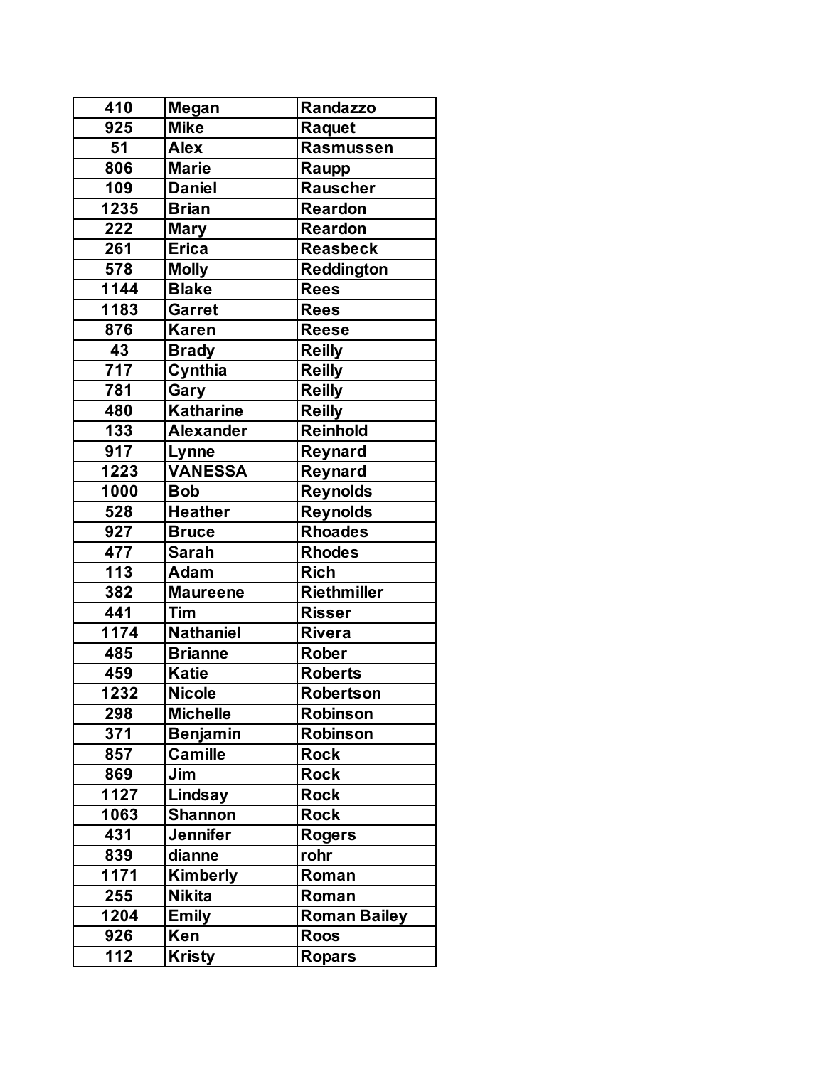| 410 | Megan | Randazzo |
|---|---|---|
| 925 | Mike | Raquet |
| 51 | Alex | Rasmussen |
| 806 | Marie | Raupp |
| 109 | Daniel | Rauscher |
| 1235 | Brian | Reardon |
| 222 | Mary | Reardon |
| 261 | Erica | Reasbeck |
| 578 | Molly | Reddington |
| 1144 | Blake | Rees |
| 1183 | Garret | Rees |
| 876 | Karen | Reese |
| 43 | Brady | Reilly |
| 717 | Cynthia | Reilly |
| 781 | Gary | Reilly |
| 480 | Katharine | Reilly |
| 133 | Alexander | Reinhold |
| 917 | Lynne | Reynard |
| 1223 | VANESSA | Reynard |
| 1000 | Bob | Reynolds |
| 528 | Heather | Reynolds |
| 927 | Bruce | Rhoades |
| 477 | Sarah | Rhodes |
| 113 | Adam | Rich |
| 382 | Maureene | Riethmiller |
| 441 | Tim | Risser |
| 1174 | Nathaniel | Rivera |
| 485 | Brianne | Rober |
| 459 | Katie | Roberts |
| 1232 | Nicole | Robertson |
| 298 | Michelle | Robinson |
| 371 | Benjamin | Robinson |
| 857 | Camille | Rock |
| 869 | Jim | Rock |
| 1127 | Lindsay | Rock |
| 1063 | Shannon | Rock |
| 431 | Jennifer | Rogers |
| 839 | dianne | rohr |
| 1171 | Kimberly | Roman |
| 255 | Nikita | Roman |
| 1204 | Emily | Roman Bailey |
| 926 | Ken | Roos |
| 112 | Kristy | Ropars |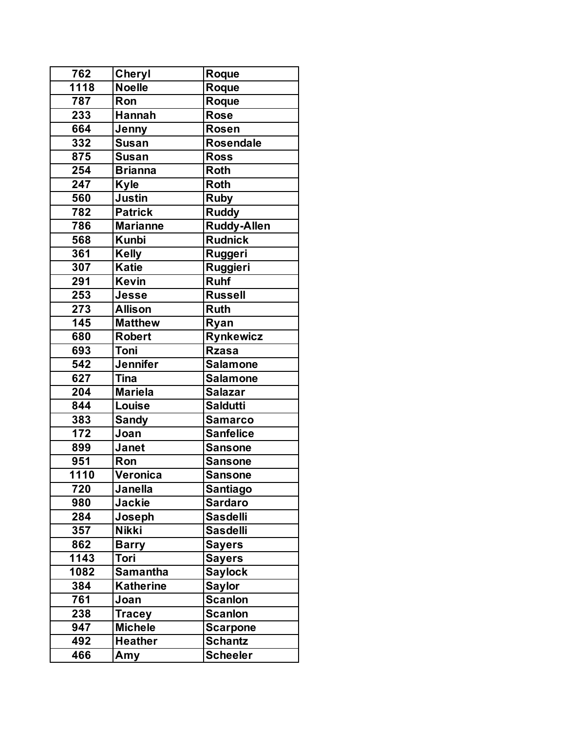| 762 | Cheryl | Roque |
|---|---|---|
| 1118 | Noelle | Roque |
| 787 | Ron | Roque |
| 233 | Hannah | Rose |
| 664 | Jenny | Rosen |
| 332 | Susan | Rosendale |
| 875 | Susan | Ross |
| 254 | Brianna | Roth |
| 247 | Kyle | Roth |
| 560 | Justin | Ruby |
| 782 | Patrick | Ruddy |
| 786 | Marianne | Ruddy-Allen |
| 568 | Kunbi | Rudnick |
| 361 | Kelly | Ruggeri |
| 307 | Katie | Ruggieri |
| 291 | Kevin | Ruhf |
| 253 | Jesse | Russell |
| 273 | Allison | Ruth |
| 145 | Matthew | Ryan |
| 680 | Robert | Rynkewicz |
| 693 | Toni | Rzasa |
| 542 | Jennifer | Salamone |
| 627 | Tina | Salamone |
| 204 | Mariela | Salazar |
| 844 | Louise | Saldutti |
| 383 | Sandy | Samarco |
| 172 | Joan | Sanfelice |
| 899 | Janet | Sansone |
| 951 | Ron | Sansone |
| 1110 | Veronica | Sansone |
| 720 | Janella | Santiago |
| 980 | Jackie | Sardaro |
| 284 | Joseph | Sasdelli |
| 357 | Nikki | Sasdelli |
| 862 | Barry | Sayers |
| 1143 | Tori | Sayers |
| 1082 | Samantha | Saylock |
| 384 | Katherine | Saylor |
| 761 | Joan | Scanlon |
| 238 | Tracey | Scanlon |
| 947 | Michele | Scarpone |
| 492 | Heather | Schantz |
| 466 | Amy | Scheeler |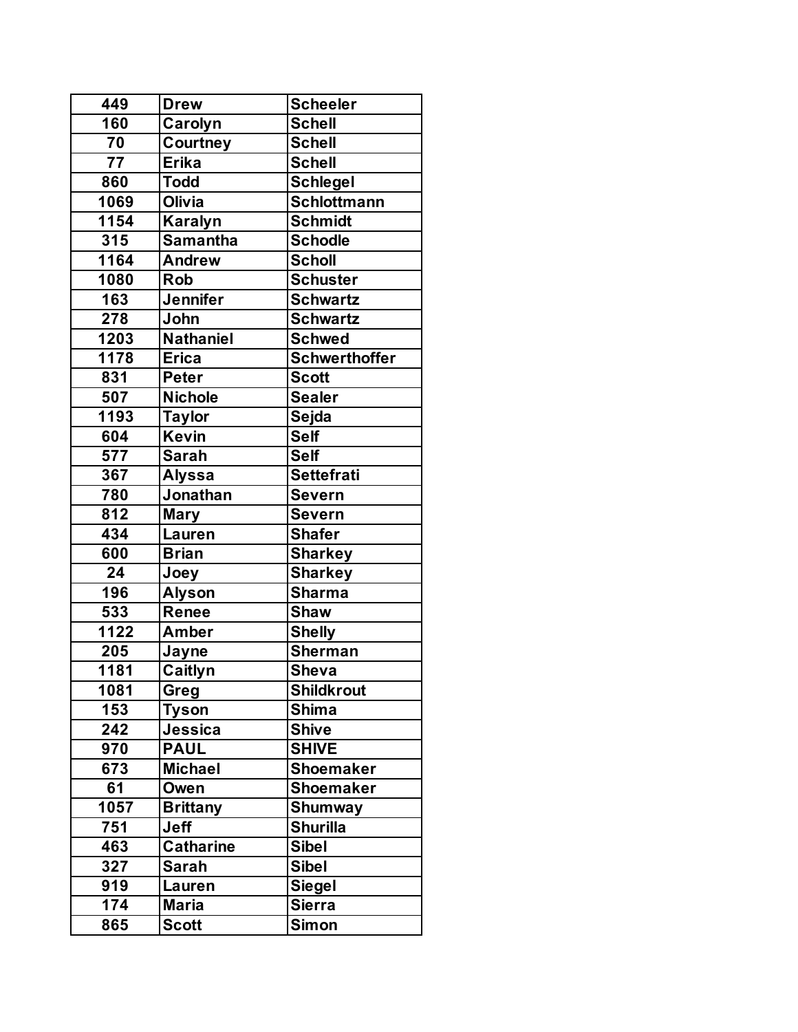| 449 | Drew | Scheeler |
|---|---|---|
| 160 | Carolyn | Schell |
| 70 | Courtney | Schell |
| 77 | Erika | Schell |
| 860 | Todd | Schlegel |
| 1069 | Olivia | Schlottmann |
| 1154 | Karalyn | Schmidt |
| 315 | Samantha | Schodle |
| 1164 | Andrew | Scholl |
| 1080 | Rob | Schuster |
| 163 | Jennifer | Schwartz |
| 278 | John | Schwartz |
| 1203 | Nathaniel | Schwed |
| 1178 | Erica | Schwerthoffer |
| 831 | Peter | Scott |
| 507 | Nichole | Sealer |
| 1193 | Taylor | Sejda |
| 604 | Kevin | Self |
| 577 | Sarah | Self |
| 367 | Alyssa | Settefrati |
| 780 | Jonathan | Severn |
| 812 | Mary | Severn |
| 434 | Lauren | Shafer |
| 600 | Brian | Sharkey |
| 24 | Joey | Sharkey |
| 196 | Alyson | Sharma |
| 533 | Renee | Shaw |
| 1122 | Amber | Shelly |
| 205 | Jayne | Sherman |
| 1181 | Caitlyn | Sheva |
| 1081 | Greg | Shildkrout |
| 153 | Tyson | Shima |
| 242 | Jessica | Shive |
| 970 | PAUL | SHIVE |
| 673 | Michael | Shoemaker |
| 61 | Owen | Shoemaker |
| 1057 | Brittany | Shumway |
| 751 | Jeff | Shurilla |
| 463 | Catharine | Sibel |
| 327 | Sarah | Sibel |
| 919 | Lauren | Siegel |
| 174 | Maria | Sierra |
| 865 | Scott | Simon |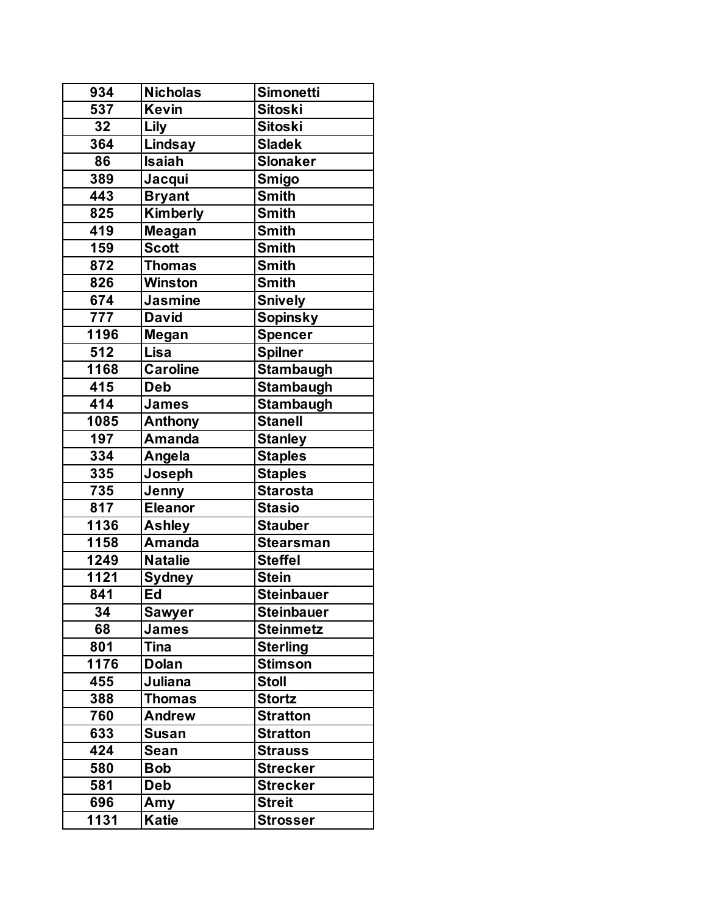| | | |
|---|---|---|
| 934 | Nicholas | Simonetti |
| 537 | Kevin | Sitoski |
| 32 | Lily | Sitoski |
| 364 | Lindsay | Sladek |
| 86 | Isaiah | Slonaker |
| 389 | Jacqui | Smigo |
| 443 | Bryant | Smith |
| 825 | Kimberly | Smith |
| 419 | Meagan | Smith |
| 159 | Scott | Smith |
| 872 | Thomas | Smith |
| 826 | Winston | Smith |
| 674 | Jasmine | Snively |
| 777 | David | Sopinsky |
| 1196 | Megan | Spencer |
| 512 | Lisa | Spilner |
| 1168 | Caroline | Stambaugh |
| 415 | Deb | Stambaugh |
| 414 | James | Stambaugh |
| 1085 | Anthony | Stanell |
| 197 | Amanda | Stanley |
| 334 | Angela | Staples |
| 335 | Joseph | Staples |
| 735 | Jenny | Starosta |
| 817 | Eleanor | Stasio |
| 1136 | Ashley | Stauber |
| 1158 | Amanda | Stearsman |
| 1249 | Natalie | Steffel |
| 1121 | Sydney | Stein |
| 841 | Ed | Steinbauer |
| 34 | Sawyer | Steinbauer |
| 68 | James | Steinmetz |
| 801 | Tina | Sterling |
| 1176 | Dolan | Stimson |
| 455 | Juliana | Stoll |
| 388 | Thomas | Stortz |
| 760 | Andrew | Stratton |
| 633 | Susan | Stratton |
| 424 | Sean | Strauss |
| 580 | Bob | Strecker |
| 581 | Deb | Strecker |
| 696 | Amy | Streit |
| 1131 | Katie | Strosser |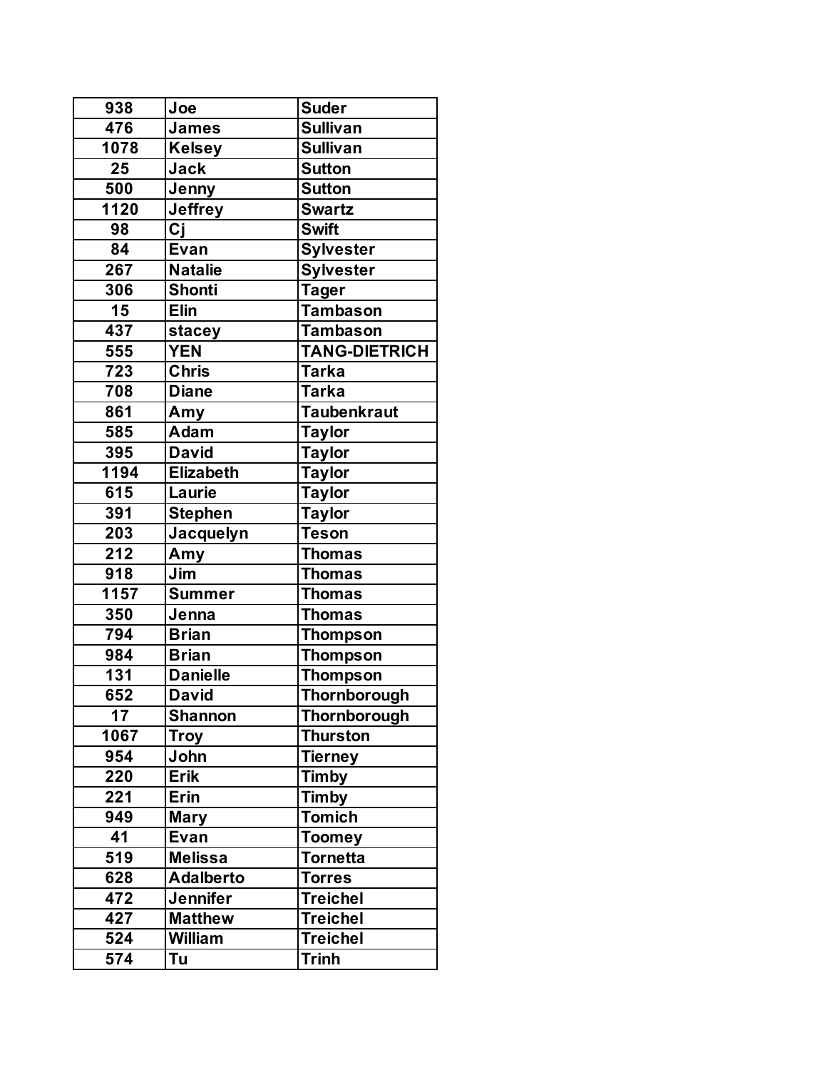| | | |
|---|---|---|
| 938 | Joe | Suder |
| 476 | James | Sullivan |
| 1078 | Kelsey | Sullivan |
| 25 | Jack | Sutton |
| 500 | Jenny | Sutton |
| 1120 | Jeffrey | Swartz |
| 98 | Cj | Swift |
| 84 | Evan | Sylvester |
| 267 | Natalie | Sylvester |
| 306 | Shonti | Tager |
| 15 | Elin | Tambason |
| 437 | stacey | Tambason |
| 555 | YEN | TANG-DIETRICH |
| 723 | Chris | Tarka |
| 708 | Diane | Tarka |
| 861 | Amy | Taubenkraut |
| 585 | Adam | Taylor |
| 395 | David | Taylor |
| 1194 | Elizabeth | Taylor |
| 615 | Laurie | Taylor |
| 391 | Stephen | Taylor |
| 203 | Jacquelyn | Teson |
| 212 | Amy | Thomas |
| 918 | Jim | Thomas |
| 1157 | Summer | Thomas |
| 350 | Jenna | Thomas |
| 794 | Brian | Thompson |
| 984 | Brian | Thompson |
| 131 | Danielle | Thompson |
| 652 | David | Thornborough |
| 17 | Shannon | Thornborough |
| 1067 | Troy | Thurston |
| 954 | John | Tierney |
| 220 | Erik | Timby |
| 221 | Erin | Timby |
| 949 | Mary | Tomich |
| 41 | Evan | Toomey |
| 519 | Melissa | Tornetta |
| 628 | Adalberto | Torres |
| 472 | Jennifer | Treichel |
| 427 | Matthew | Treichel |
| 524 | William | Treichel |
| 574 | Tu | Trinh |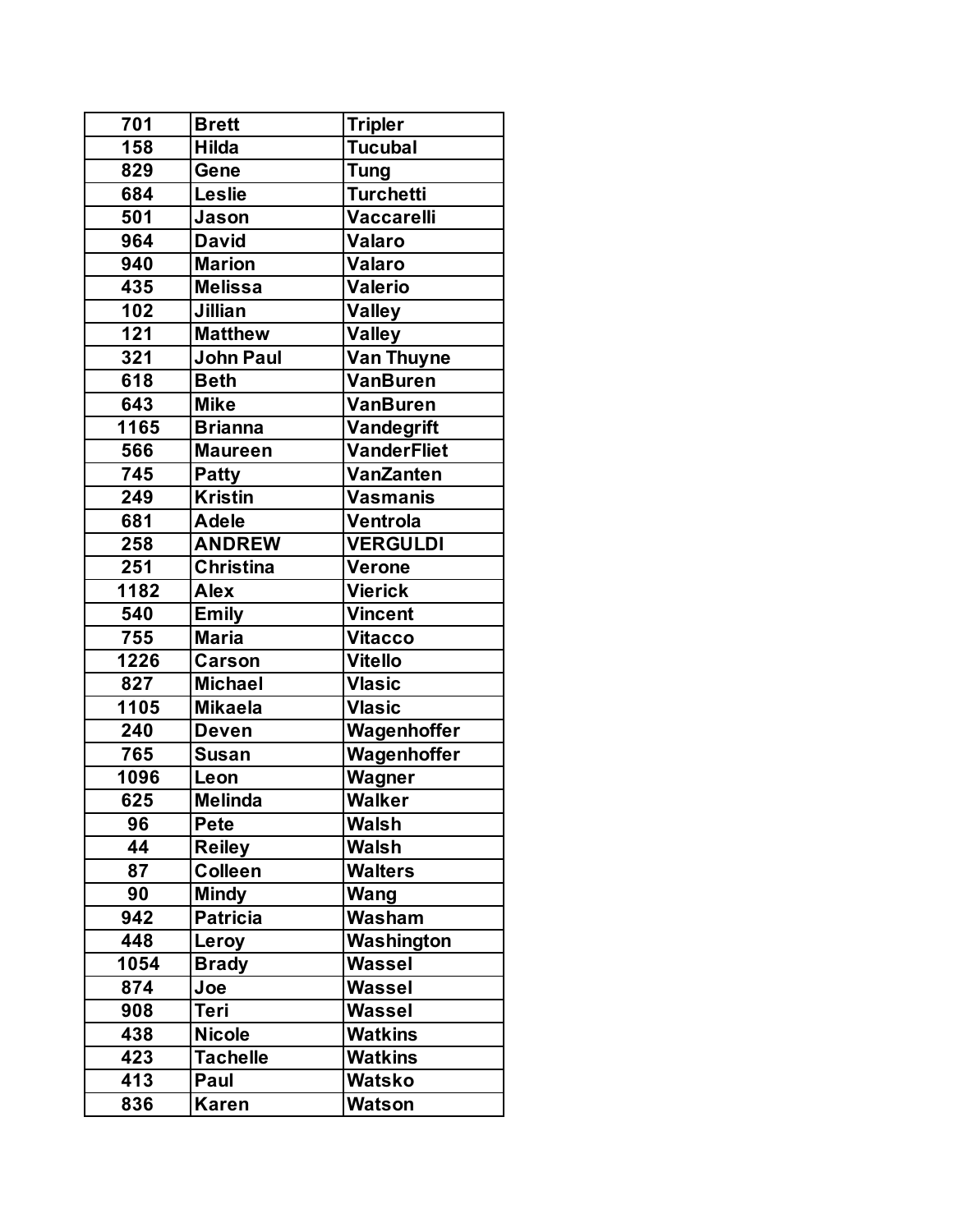| 701 | Brett | Tripler |
|---|---|---|
| 158 | Hilda | Tucubal |
| 829 | Gene | Tung |
| 684 | Leslie | Turchetti |
| 501 | Jason | Vaccarelli |
| 964 | David | Valaro |
| 940 | Marion | Valaro |
| 435 | Melissa | Valerio |
| 102 | Jillian | Valley |
| 121 | Matthew | Valley |
| 321 | John Paul | Van Thuyne |
| 618 | Beth | VanBuren |
| 643 | Mike | VanBuren |
| 1165 | Brianna | Vandegrift |
| 566 | Maureen | VanderFliet |
| 745 | Patty | VanZanten |
| 249 | Kristin | Vasmanis |
| 681 | Adele | Ventrola |
| 258 | ANDREW | VERGULDI |
| 251 | Christina | Verone |
| 1182 | Alex | Vierick |
| 540 | Emily | Vincent |
| 755 | Maria | Vitacco |
| 1226 | Carson | Vitello |
| 827 | Michael | Vlasic |
| 1105 | Mikaela | Vlasic |
| 240 | Deven | Wagenhoffer |
| 765 | Susan | Wagenhoffer |
| 1096 | Leon | Wagner |
| 625 | Melinda | Walker |
| 96 | Pete | Walsh |
| 44 | Reiley | Walsh |
| 87 | Colleen | Walters |
| 90 | Mindy | Wang |
| 942 | Patricia | Washam |
| 448 | Leroy | Washington |
| 1054 | Brady | Wassel |
| 874 | Joe | Wassel |
| 908 | Teri | Wassel |
| 438 | Nicole | Watkins |
| 423 | Tachelle | Watkins |
| 413 | Paul | Watsko |
| 836 | Karen | Watson |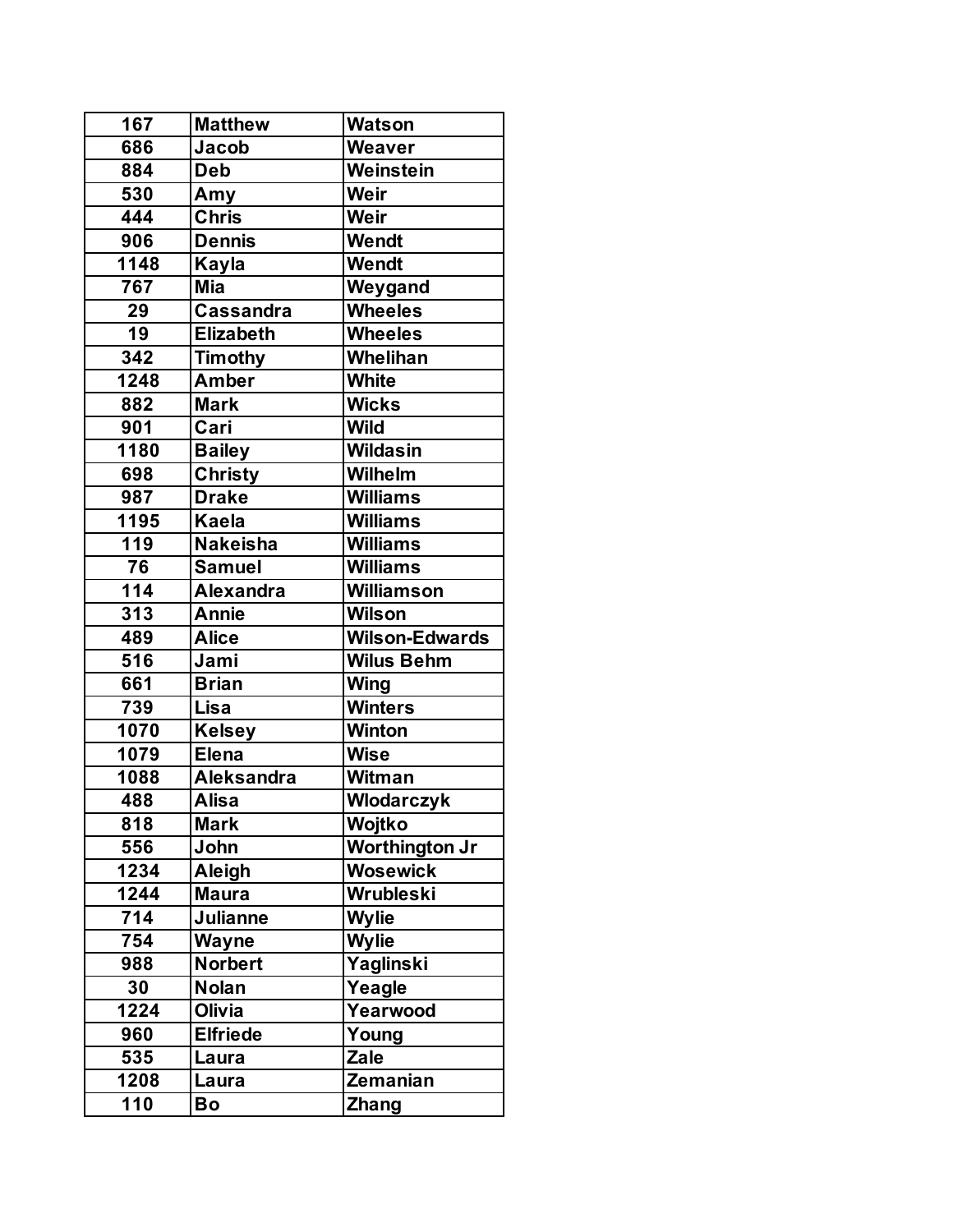| 167 | Matthew | Watson |
|---|---|---|
| 686 | Jacob | Weaver |
| 884 | Deb | Weinstein |
| 530 | Amy | Weir |
| 444 | Chris | Weir |
| 906 | Dennis | Wendt |
| 1148 | Kayla | Wendt |
| 767 | Mia | Weygand |
| 29 | Cassandra | Wheeles |
| 19 | Elizabeth | Wheeles |
| 342 | Timothy | Whelihan |
| 1248 | Amber | White |
| 882 | Mark | Wicks |
| 901 | Cari | Wild |
| 1180 | Bailey | Wildasin |
| 698 | Christy | Wilhelm |
| 987 | Drake | Williams |
| 1195 | Kaela | Williams |
| 119 | Nakeisha | Williams |
| 76 | Samuel | Williams |
| 114 | Alexandra | Williamson |
| 313 | Annie | Wilson |
| 489 | Alice | Wilson-Edwards |
| 516 | Jami | Wilus Behm |
| 661 | Brian | Wing |
| 739 | Lisa | Winters |
| 1070 | Kelsey | Winton |
| 1079 | Elena | Wise |
| 1088 | Aleksandra | Witman |
| 488 | Alisa | Wlodarczyk |
| 818 | Mark | Wojtko |
| 556 | John | Worthington Jr |
| 1234 | Aleigh | Wosewick |
| 1244 | Maura | Wrubleski |
| 714 | Julianne | Wylie |
| 754 | Wayne | Wylie |
| 988 | Norbert | Yaglinski |
| 30 | Nolan | Yeagle |
| 1224 | Olivia | Yearwood |
| 960 | Elfriede | Young |
| 535 | Laura | Zale |
| 1208 | Laura | Zemanian |
| 110 | Bo | Zhang |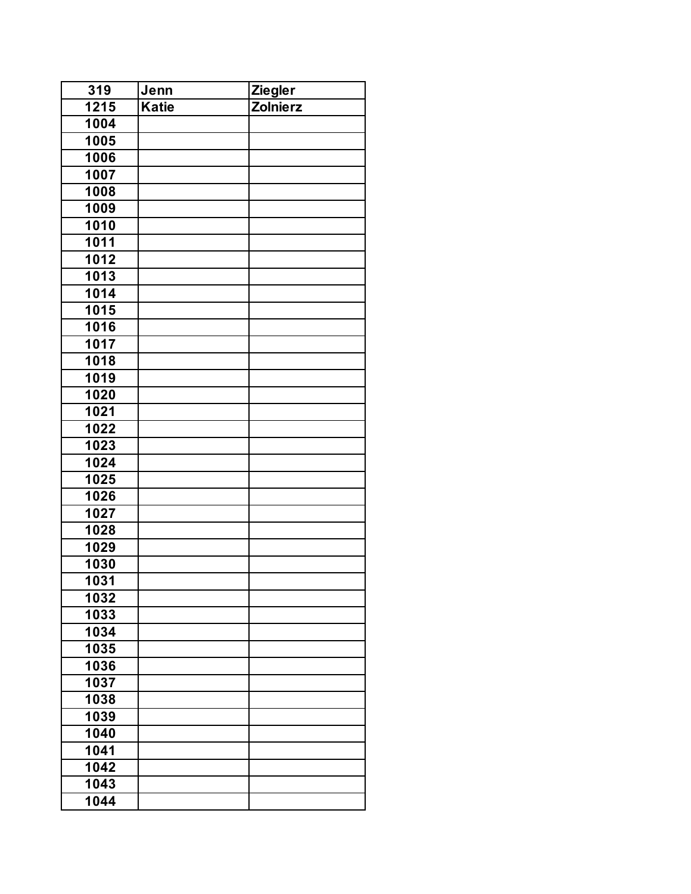| 319 | Jenn | Ziegler |
| --- | --- | --- |
| 1215 | Katie | Zolnierz |
| 1004 | | |
| 1005 | | |
| 1006 | | |
| 1007 | | |
| 1008 | | |
| 1009 | | |
| 1010 | | |
| 1011 | | |
| 1012 | | |
| 1013 | | |
| 1014 | | |
| 1015 | | |
| 1016 | | |
| 1017 | | |
| 1018 | | |
| 1019 | | |
| 1020 | | |
| 1021 | | |
| 1022 | | |
| 1023 | | |
| 1024 | | |
| 1025 | | |
| 1026 | | |
| 1027 | | |
| 1028 | | |
| 1029 | | |
| 1030 | | |
| 1031 | | |
| 1032 | | |
| 1033 | | |
| 1034 | | |
| 1035 | | |
| 1036 | | |
| 1037 | | |
| 1038 | | |
| 1039 | | |
| 1040 | | |
| 1041 | | |
| 1042 | | |
| 1043 | | |
| 1044 | | |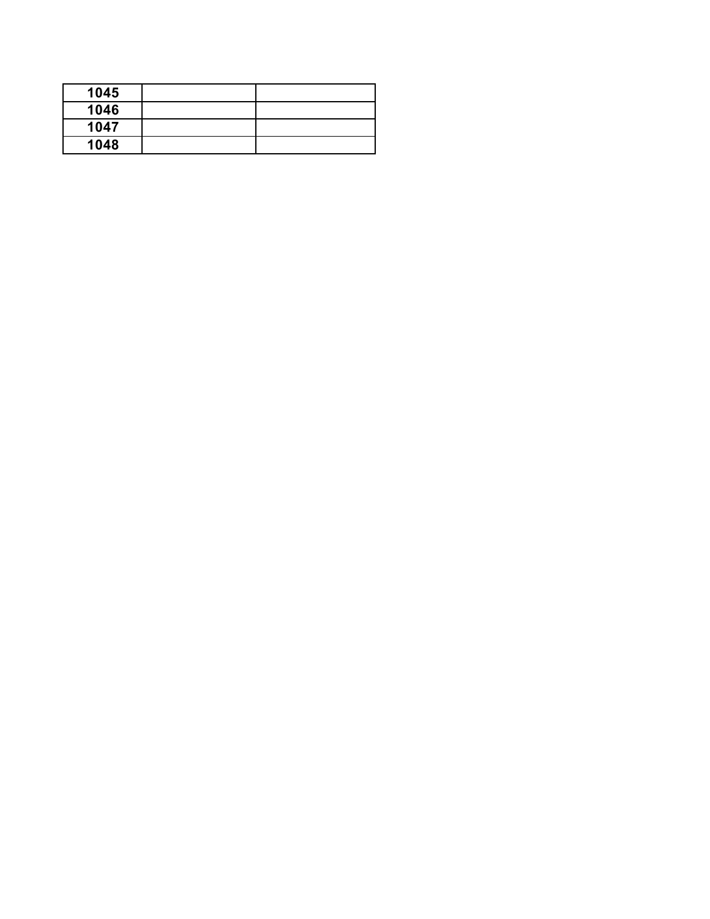| | | |
|---|---|---|
| **1045** | | |
| **1046** | | |
| **1047** | | |
| **1048** | | |